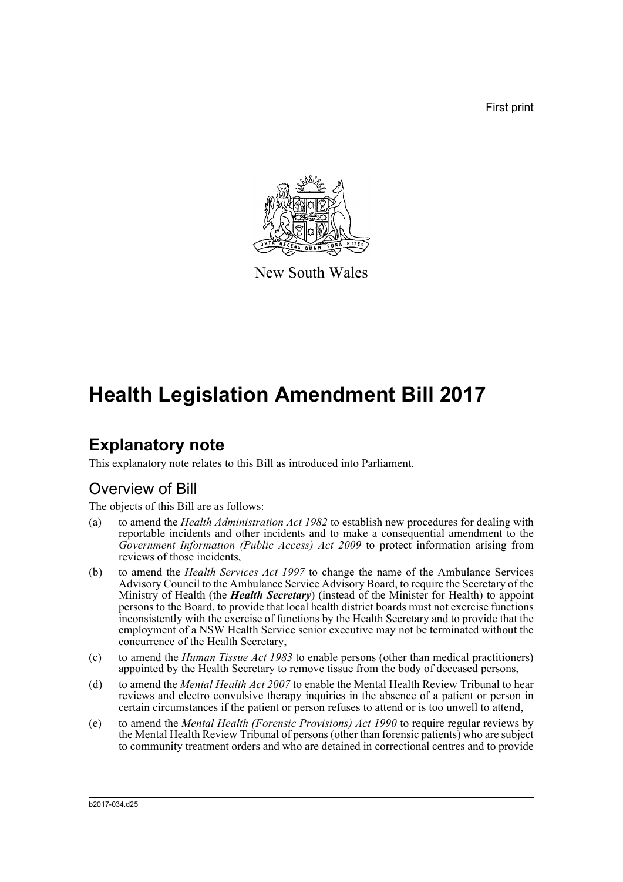First print

New South Wales

# Health Legislation Amendment Bill 2017

## Explanatory note

This explanatory note relates to this Bill as introduced into Parliament.

### Overview of Bill

The objects of this Bill are as follows:

(a) to amend the *Health Administration Act 1982* to establish new procedures for dealing with reportable incidents and other incidents and to make a consequential amendment to the *Government Information (Public Access) Act 2009* to protect information arising from reviews of those incidents,

(b) to amend the *Health Services Act 1997* to change the name of the Ambulance Services Advisory Council to the Ambulance Service Advisory Board, to require the Secretary of the Ministry of Health (the ***Health Secretary***) (instead of the Minister for Health) to appoint persons to the Board, to provide that local health district boards must not exercise functions inconsistently with the exercise of functions by the Health Secretary and to provide that the employment of a NSW Health Service senior executive may not be terminated without the concurrence of the Health Secretary,

(c) to amend the *Human Tissue Act 1983* to enable persons (other than medical practitioners) appointed by the Health Secretary to remove tissue from the body of deceased persons,

(d) to amend the *Mental Health Act 2007* to enable the Mental Health Review Tribunal to hear reviews and electro convulsive therapy inquiries in the absence of a patient or person in certain circumstances if the patient or person refuses to attend or is too unwell to attend,

(e) to amend the *Mental Health (Forensic Provisions) Act 1990* to require regular reviews by the Mental Health Review Tribunal of persons (other than forensic patients) who are subject to community treatment orders and who are detained in correctional centres and to provide

b2017-034.d25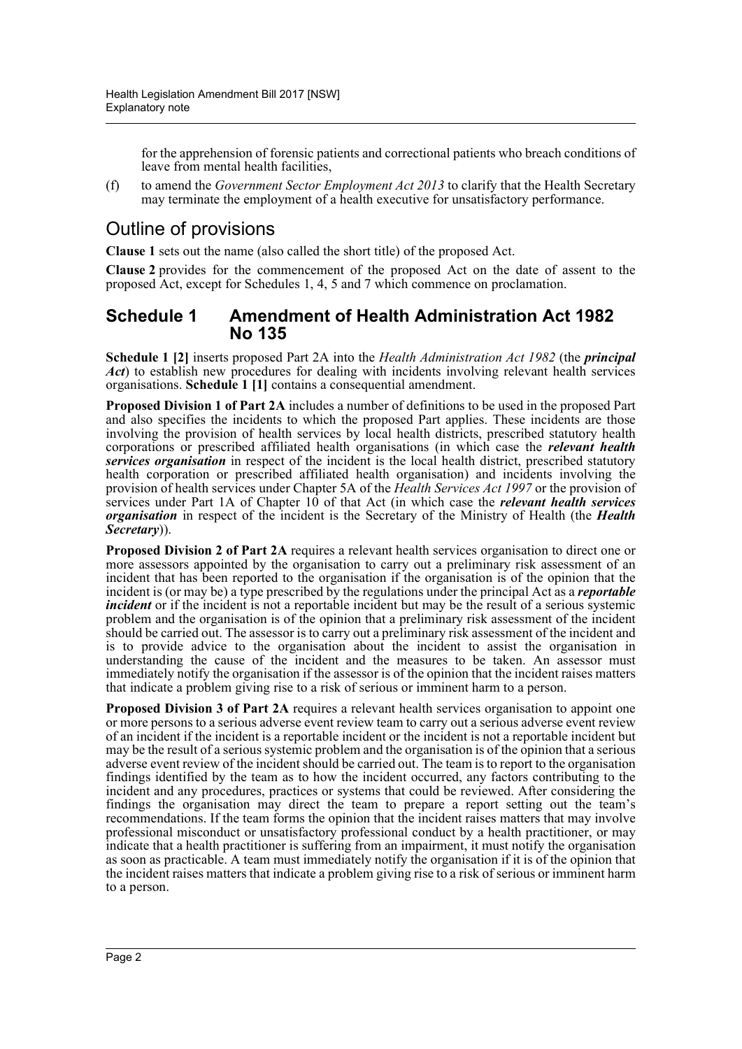for the apprehension of forensic patients and correctional patients who breach conditions of leave from mental health facilities,

(f) to amend the *Government Sector Employment Act 2013* to clarify that the Health Secretary may terminate the employment of a health executive for unsatisfactory performance.

## Outline of provisions

**Clause 1** sets out the name (also called the short title) of the proposed Act.

**Clause 2** provides for the commencement of the proposed Act on the date of assent to the proposed Act, except for Schedules 1, 4, 5 and 7 which commence on proclamation.

### Schedule 1 Amendment of Health Administration Act 1982 No 135

**Schedule 1 [2]** inserts proposed Part 2A into the *Health Administration Act 1982* (the ***principal Act***) to establish new procedures for dealing with incidents involving relevant health services organisations. **Schedule 1 [1]** contains a consequential amendment.

**Proposed Division 1 of Part 2A** includes a number of definitions to be used in the proposed Part and also specifies the incidents to which the proposed Part applies. These incidents are those involving the provision of health services by local health districts, prescribed statutory health corporations or prescribed affiliated health organisations (in which case the ***relevant health services organisation*** in respect of the incident is the local health district, prescribed statutory health corporation or prescribed affiliated health organisation) and incidents involving the provision of health services under Chapter 5A of the *Health Services Act 1997* or the provision of services under Part 1A of Chapter 10 of that Act (in which case the ***relevant health services organisation*** in respect of the incident is the Secretary of the Ministry of Health (the ***Health Secretary***)).

**Proposed Division 2 of Part 2A** requires a relevant health services organisation to direct one or more assessors appointed by the organisation to carry out a preliminary risk assessment of an incident that has been reported to the organisation if the organisation is of the opinion that the incident is (or may be) a type prescribed by the regulations under the principal Act as a ***reportable incident*** or if the incident is not a reportable incident but may be the result of a serious systemic problem and the organisation is of the opinion that a preliminary risk assessment of the incident should be carried out. The assessor is to carry out a preliminary risk assessment of the incident and is to provide advice to the organisation about the incident to assist the organisation in understanding the cause of the incident and the measures to be taken. An assessor must immediately notify the organisation if the assessor is of the opinion that the incident raises matters that indicate a problem giving rise to a risk of serious or imminent harm to a person.

**Proposed Division 3 of Part 2A** requires a relevant health services organisation to appoint one or more persons to a serious adverse event review team to carry out a serious adverse event review of an incident if the incident is a reportable incident or the incident is not a reportable incident but may be the result of a serious systemic problem and the organisation is of the opinion that a serious adverse event review of the incident should be carried out. The team is to report to the organisation findings identified by the team as to how the incident occurred, any factors contributing to the incident and any procedures, practices or systems that could be reviewed. After considering the findings the organisation may direct the team to prepare a report setting out the team's recommendations. If the team forms the opinion that the incident raises matters that may involve professional misconduct or unsatisfactory professional conduct by a health practitioner, or may indicate that a health practitioner is suffering from an impairment, it must notify the organisation as soon as practicable. A team must immediately notify the organisation if it is of the opinion that the incident raises matters that indicate a problem giving rise to a risk of serious or imminent harm to a person.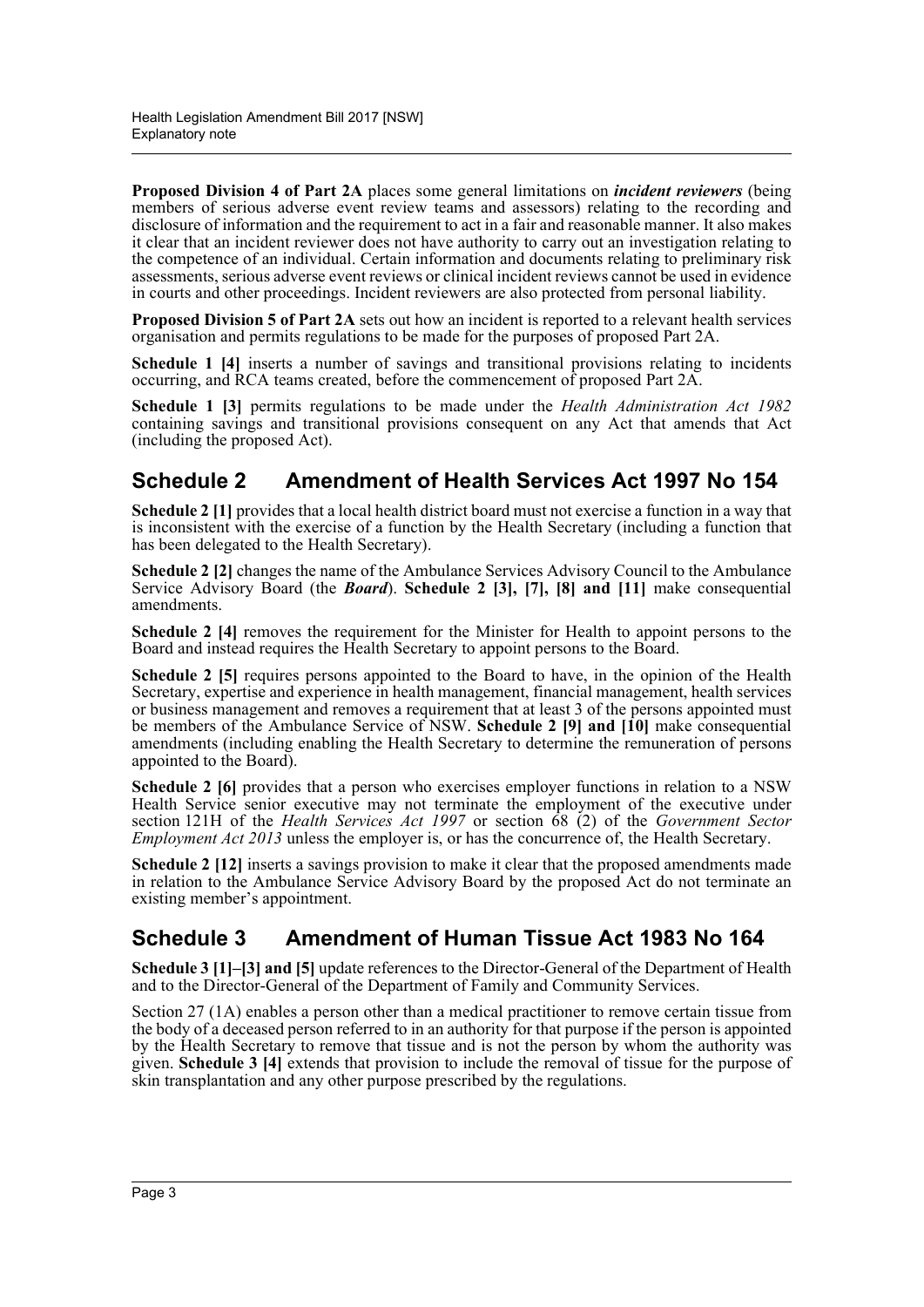**Proposed Division 4 of Part 2A** places some general limitations on ***incident reviewers*** (being members of serious adverse event review teams and assessors) relating to the recording and disclosure of information and the requirement to act in a fair and reasonable manner. It also makes it clear that an incident reviewer does not have authority to carry out an investigation relating to the competence of an individual. Certain information and documents relating to preliminary risk assessments, serious adverse event reviews or clinical incident reviews cannot be used in evidence in courts and other proceedings. Incident reviewers are also protected from personal liability.

**Proposed Division 5 of Part 2A** sets out how an incident is reported to a relevant health services organisation and permits regulations to be made for the purposes of proposed Part 2A.

**Schedule 1 [4]** inserts a number of savings and transitional provisions relating to incidents occurring, and RCA teams created, before the commencement of proposed Part 2A.

**Schedule 1 [3]** permits regulations to be made under the *Health Administration Act 1982* containing savings and transitional provisions consequent on any Act that amends that Act (including the proposed Act).

## Schedule 2 Amendment of Health Services Act 1997 No 154

**Schedule 2 [1]** provides that a local health district board must not exercise a function in a way that is inconsistent with the exercise of a function by the Health Secretary (including a function that has been delegated to the Health Secretary).

**Schedule 2 [2]** changes the name of the Ambulance Services Advisory Council to the Ambulance Service Advisory Board (the ***Board***). **Schedule 2 [3], [7], [8] and [11]** make consequential amendments.

**Schedule 2 [4]** removes the requirement for the Minister for Health to appoint persons to the Board and instead requires the Health Secretary to appoint persons to the Board.

**Schedule 2 [5]** requires persons appointed to the Board to have, in the opinion of the Health Secretary, expertise and experience in health management, financial management, health services or business management and removes a requirement that at least 3 of the persons appointed must be members of the Ambulance Service of NSW. **Schedule 2 [9] and [10]** make consequential amendments (including enabling the Health Secretary to determine the remuneration of persons appointed to the Board).

**Schedule 2 [6]** provides that a person who exercises employer functions in relation to a NSW Health Service senior executive may not terminate the employment of the executive under section 121H of the *Health Services Act 1997* or section 68 (2) of the *Government Sector Employment Act 2013* unless the employer is, or has the concurrence of, the Health Secretary.

**Schedule 2 [12]** inserts a savings provision to make it clear that the proposed amendments made in relation to the Ambulance Service Advisory Board by the proposed Act do not terminate an existing member's appointment.

## Schedule 3 Amendment of Human Tissue Act 1983 No 164

**Schedule 3 [1]–[3] and [5]** update references to the Director-General of the Department of Health and to the Director-General of the Department of Family and Community Services.

Section 27 (1A) enables a person other than a medical practitioner to remove certain tissue from the body of a deceased person referred to in an authority for that purpose if the person is appointed by the Health Secretary to remove that tissue and is not the person by whom the authority was given. **Schedule 3 [4]** extends that provision to include the removal of tissue for the purpose of skin transplantation and any other purpose prescribed by the regulations.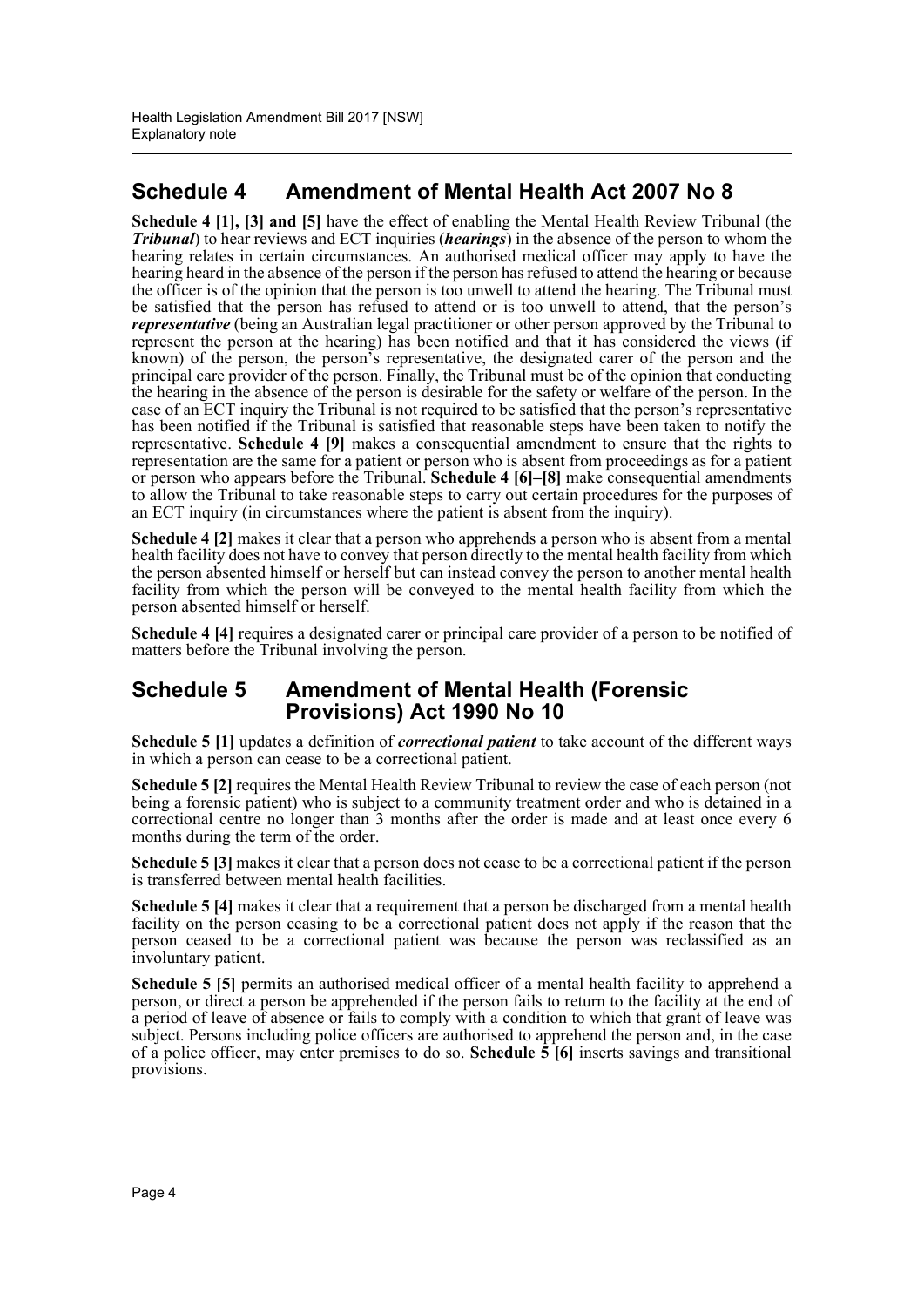## Schedule 4 Amendment of Mental Health Act 2007 No 8

**Schedule 4 [1], [3] and [5]** have the effect of enabling the Mental Health Review Tribunal (the ***Tribunal***) to hear reviews and ECT inquiries (***hearings***) in the absence of the person to whom the hearing relates in certain circumstances. An authorised medical officer may apply to have the hearing heard in the absence of the person if the person has refused to attend the hearing or because the officer is of the opinion that the person is too unwell to attend the hearing. The Tribunal must be satisfied that the person has refused to attend or is too unwell to attend, that the person's ***representative*** (being an Australian legal practitioner or other person approved by the Tribunal to represent the person at the hearing) has been notified and that it has considered the views (if known) of the person, the person's representative, the designated carer of the person and the principal care provider of the person. Finally, the Tribunal must be of the opinion that conducting the hearing in the absence of the person is desirable for the safety or welfare of the person. In the case of an ECT inquiry the Tribunal is not required to be satisfied that the person's representative has been notified if the Tribunal is satisfied that reasonable steps have been taken to notify the representative. **Schedule 4 [9]** makes a consequential amendment to ensure that the rights to representation are the same for a patient or person who is absent from proceedings as for a patient or person who appears before the Tribunal. **Schedule 4 [6]–[8]** make consequential amendments to allow the Tribunal to take reasonable steps to carry out certain procedures for the purposes of an ECT inquiry (in circumstances where the patient is absent from the inquiry).

**Schedule 4 [2]** makes it clear that a person who apprehends a person who is absent from a mental health facility does not have to convey that person directly to the mental health facility from which the person absented himself or herself but can instead convey the person to another mental health facility from which the person will be conveyed to the mental health facility from which the person absented himself or herself.

**Schedule 4 [4]** requires a designated carer or principal care provider of a person to be notified of matters before the Tribunal involving the person.

## Schedule 5 Amendment of Mental Health (Forensic Provisions) Act 1990 No 10

**Schedule 5 [1]** updates a definition of ***correctional patient*** to take account of the different ways in which a person can cease to be a correctional patient.

**Schedule 5 [2]** requires the Mental Health Review Tribunal to review the case of each person (not being a forensic patient) who is subject to a community treatment order and who is detained in a correctional centre no longer than 3 months after the order is made and at least once every 6 months during the term of the order.

**Schedule 5 [3]** makes it clear that a person does not cease to be a correctional patient if the person is transferred between mental health facilities.

**Schedule 5 [4]** makes it clear that a requirement that a person be discharged from a mental health facility on the person ceasing to be a correctional patient does not apply if the reason that the person ceased to be a correctional patient was because the person was reclassified as an involuntary patient.

**Schedule 5 [5]** permits an authorised medical officer of a mental health facility to apprehend a person, or direct a person be apprehended if the person fails to return to the facility at the end of a period of leave of absence or fails to comply with a condition to which that grant of leave was subject. Persons including police officers are authorised to apprehend the person and, in the case of a police officer, may enter premises to do so. **Schedule 5 [6]** inserts savings and transitional provisions.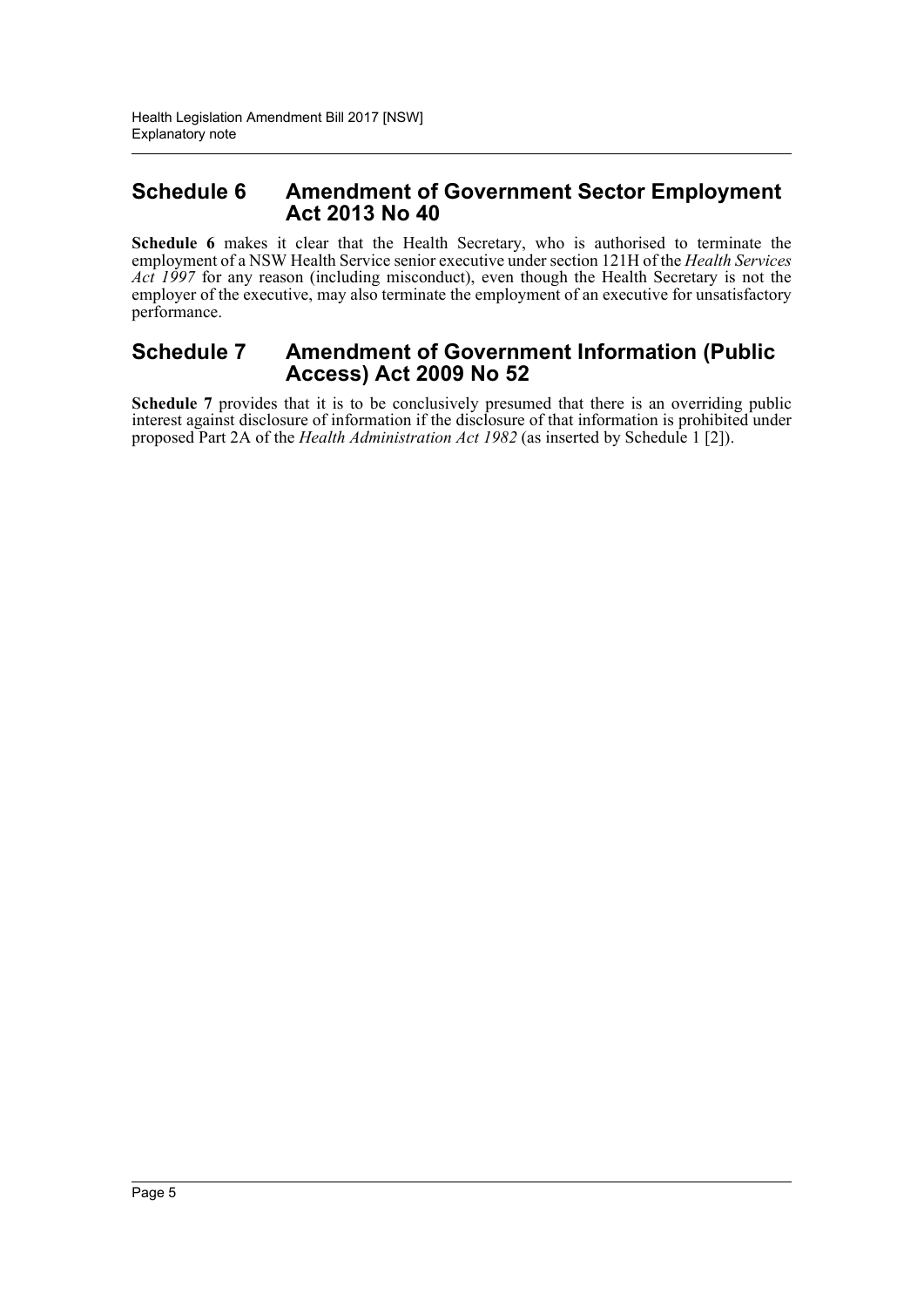## Schedule 6 Amendment of Government Sector Employment Act 2013 No 40

**Schedule 6** makes it clear that the Health Secretary, who is authorised to terminate the employment of a NSW Health Service senior executive under section 121H of the *Health Services Act 1997* for any reason (including misconduct), even though the Health Secretary is not the employer of the executive, may also terminate the employment of an executive for unsatisfactory performance.

## Schedule 7 Amendment of Government Information (Public Access) Act 2009 No 52

**Schedule 7** provides that it is to be conclusively presumed that there is an overriding public interest against disclosure of information if the disclosure of that information is prohibited under proposed Part 2A of the *Health Administration Act 1982* (as inserted by Schedule 1 [2]).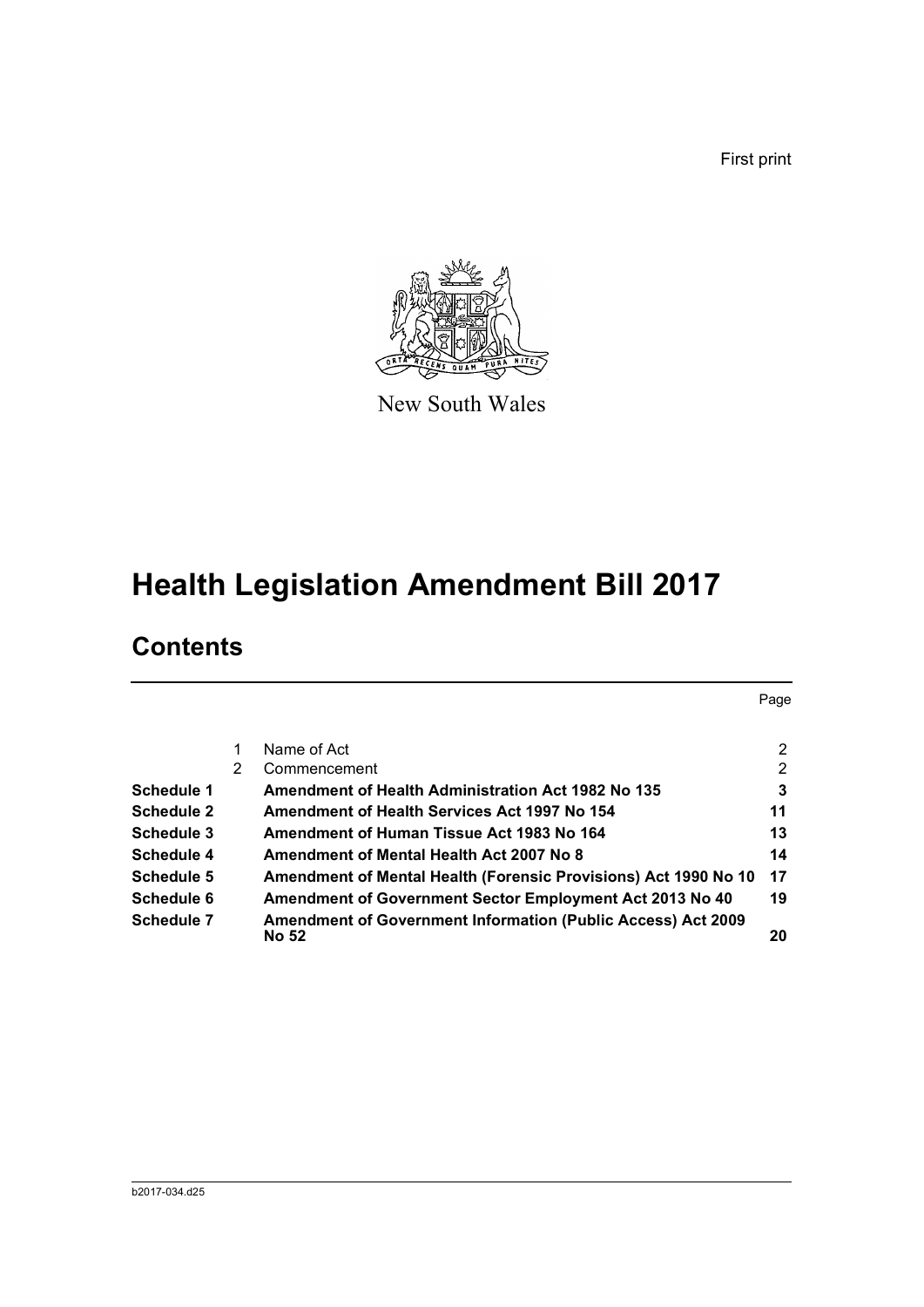First print

New South Wales

# Health Legislation Amendment Bill 2017

## Contents

| | | | Page |
|---|---|---|---|
| | 1 | Name of Act | 2 |
| | 2 | Commencement | 2 |
| **Schedule 1** | | **Amendment of Health Administration Act 1982 No 135** | **3** |
| **Schedule 2** | | **Amendment of Health Services Act 1997 No 154** | **11** |
| **Schedule 3** | | **Amendment of Human Tissue Act 1983 No 164** | **13** |
| **Schedule 4** | | **Amendment of Mental Health Act 2007 No 8** | **14** |
| **Schedule 5** | | **Amendment of Mental Health (Forensic Provisions) Act 1990 No 10** | **17** |
| **Schedule 6** | | **Amendment of Government Sector Employment Act 2013 No 40** | **19** |
| **Schedule 7** | | **Amendment of Government Information (Public Access) Act 2009 No 52** | **20** |

b2017-034.d25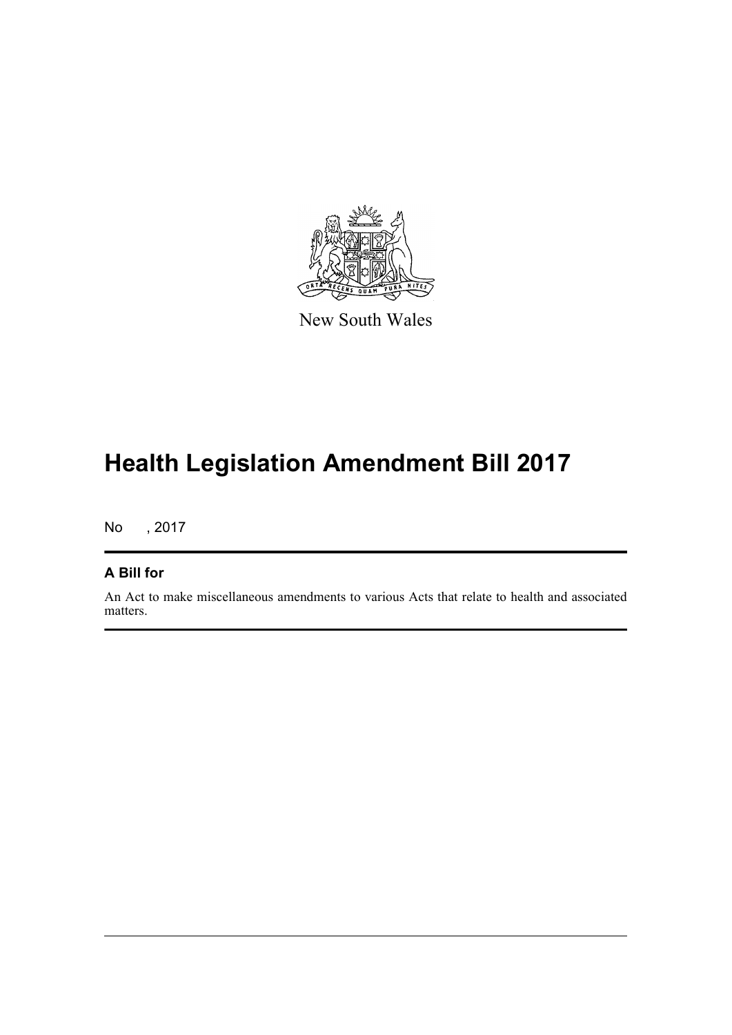New South Wales

# Health Legislation Amendment Bill 2017

No , 2017

## A Bill for

An Act to make miscellaneous amendments to various Acts that relate to health and associated matters.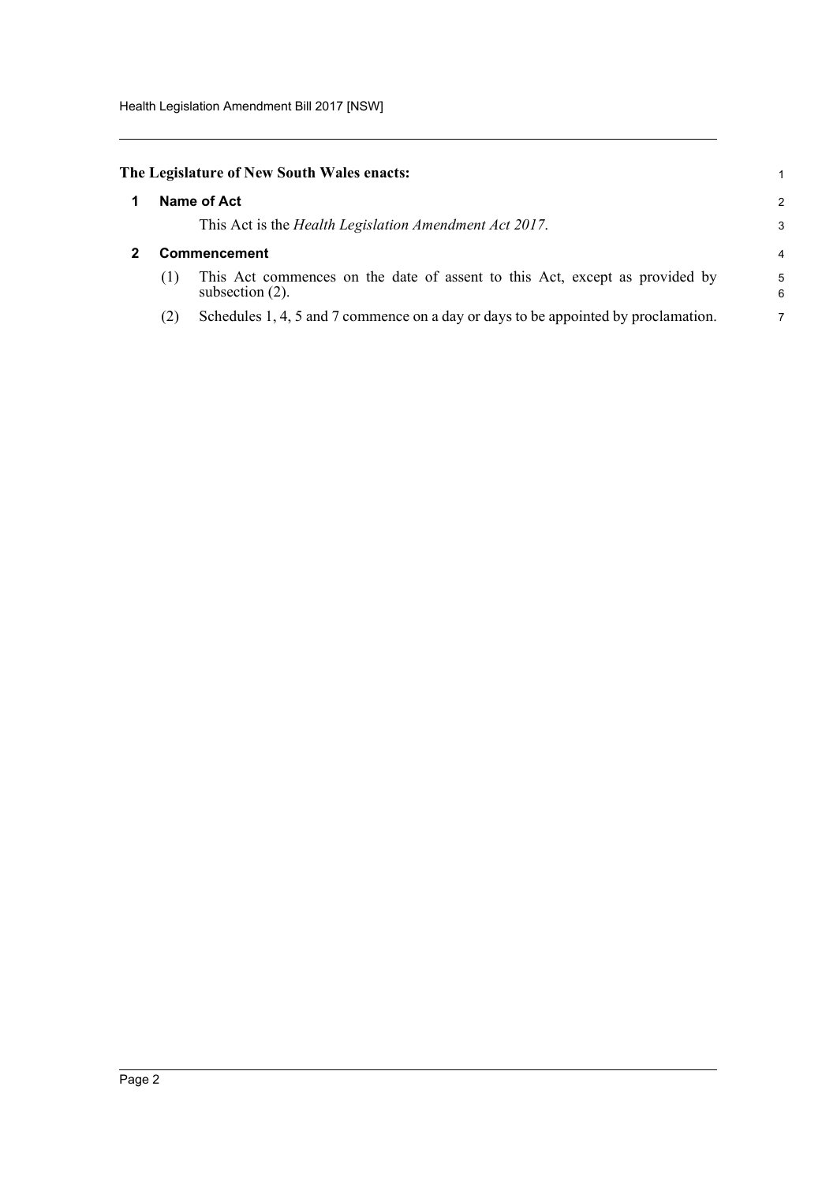**The Legislature of New South Wales enacts:**

## 1 Name of Act

This Act is the *Health Legislation Amendment Act 2017*.

## 2 Commencement

(1) This Act commences on the date of assent to this Act, except as provided by subsection (2).

(2) Schedules 1, 4, 5 and 7 commence on a day or days to be appointed by proclamation.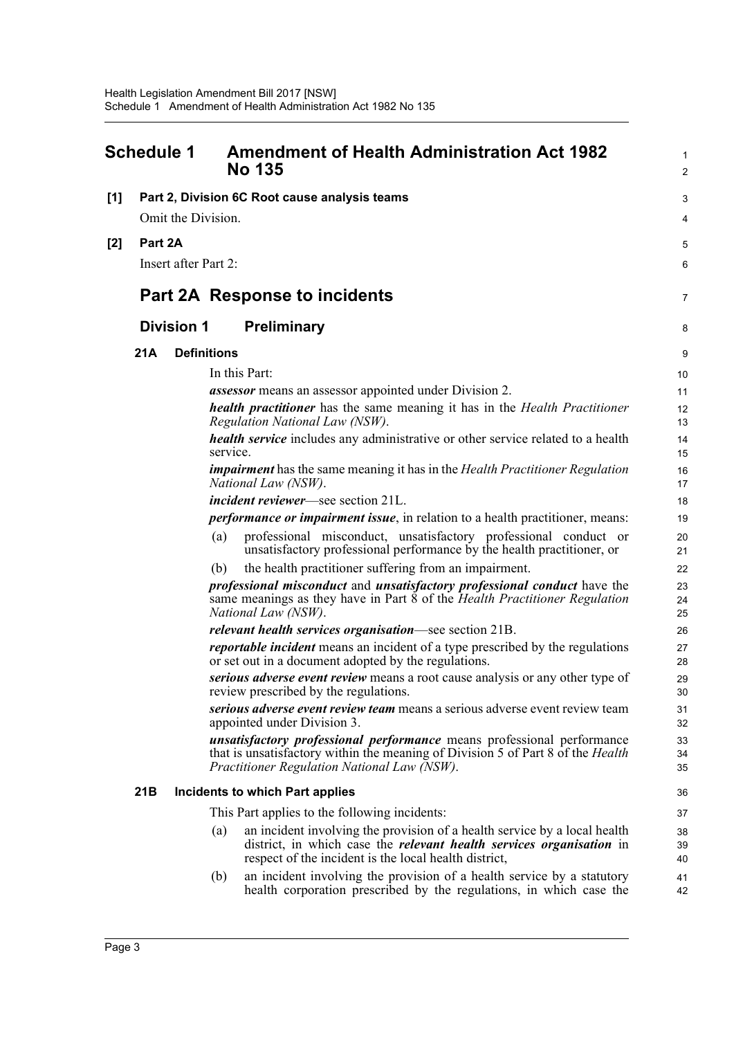# Schedule 1 Amendment of Health Administration Act 1982 No 135

**[1] Part 2, Division 6C Root cause analysis teams**

Omit the Division.

**[2] Part 2A**

Insert after Part 2:

## Part 2A Response to incidents

### Division 1 Preliminary

#### 21A Definitions

In this Part:

***assessor*** means an assessor appointed under Division 2.

***health practitioner*** has the same meaning it has in the *Health Practitioner Regulation National Law (NSW)*.

***health service*** includes any administrative or other service related to a health service.

***impairment*** has the same meaning it has in the *Health Practitioner Regulation National Law (NSW)*.

***incident reviewer***—see section 21L.

***performance or impairment issue***, in relation to a health practitioner, means:

(a) professional misconduct, unsatisfactory professional conduct or unsatisfactory professional performance by the health practitioner, or

(b) the health practitioner suffering from an impairment.

***professional misconduct*** and ***unsatisfactory professional conduct*** have the same meanings as they have in Part 8 of the *Health Practitioner Regulation National Law (NSW)*.

***relevant health services organisation***—see section 21B.

***reportable incident*** means an incident of a type prescribed by the regulations or set out in a document adopted by the regulations.

***serious adverse event review*** means a root cause analysis or any other type of review prescribed by the regulations.

***serious adverse event review team*** means a serious adverse event review team appointed under Division 3.

***unsatisfactory professional performance*** means professional performance that is unsatisfactory within the meaning of Division 5 of Part 8 of the *Health Practitioner Regulation National Law (NSW)*.

#### 21B Incidents to which Part applies

This Part applies to the following incidents:

(a) an incident involving the provision of a health service by a local health district, in which case the ***relevant health services organisation*** in respect of the incident is the local health district,

(b) an incident involving the provision of a health service by a statutory health corporation prescribed by the regulations, in which case the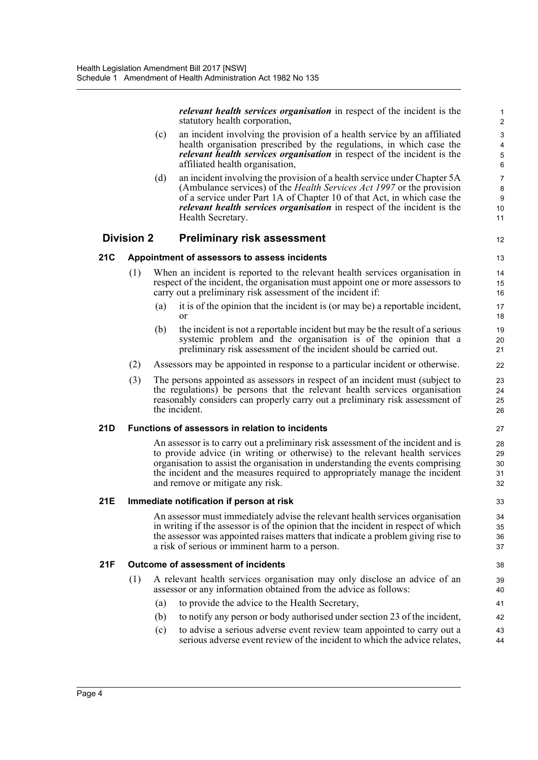***relevant health services organisation*** in respect of the incident is the statutory health corporation,

(c) an incident involving the provision of a health service by an affiliated health organisation prescribed by the regulations, in which case the ***relevant health services organisation*** in respect of the incident is the affiliated health organisation,

(d) an incident involving the provision of a health service under Chapter 5A (Ambulance services) of the *Health Services Act 1997* or the provision of a service under Part 1A of Chapter 10 of that Act, in which case the ***relevant health services organisation*** in respect of the incident is the Health Secretary.

## Division 2 Preliminary risk assessment

### 21C Appointment of assessors to assess incidents

(1) When an incident is reported to the relevant health services organisation in respect of the incident, the organisation must appoint one or more assessors to carry out a preliminary risk assessment of the incident if:

(a) it is of the opinion that the incident is (or may be) a reportable incident, or

(b) the incident is not a reportable incident but may be the result of a serious systemic problem and the organisation is of the opinion that a preliminary risk assessment of the incident should be carried out.

(2) Assessors may be appointed in response to a particular incident or otherwise.

(3) The persons appointed as assessors in respect of an incident must (subject to the regulations) be persons that the relevant health services organisation reasonably considers can properly carry out a preliminary risk assessment of the incident.

### 21D Functions of assessors in relation to incidents

An assessor is to carry out a preliminary risk assessment of the incident and is to provide advice (in writing or otherwise) to the relevant health services organisation to assist the organisation in understanding the events comprising the incident and the measures required to appropriately manage the incident and remove or mitigate any risk.

### 21E Immediate notification if person at risk

An assessor must immediately advise the relevant health services organisation in writing if the assessor is of the opinion that the incident in respect of which the assessor was appointed raises matters that indicate a problem giving rise to a risk of serious or imminent harm to a person.

### 21F Outcome of assessment of incidents

(1) A relevant health services organisation may only disclose an advice of an assessor or any information obtained from the advice as follows:

(a) to provide the advice to the Health Secretary,

(b) to notify any person or body authorised under section 23 of the incident,

(c) to advise a serious adverse event review team appointed to carry out a serious adverse event review of the incident to which the advice relates,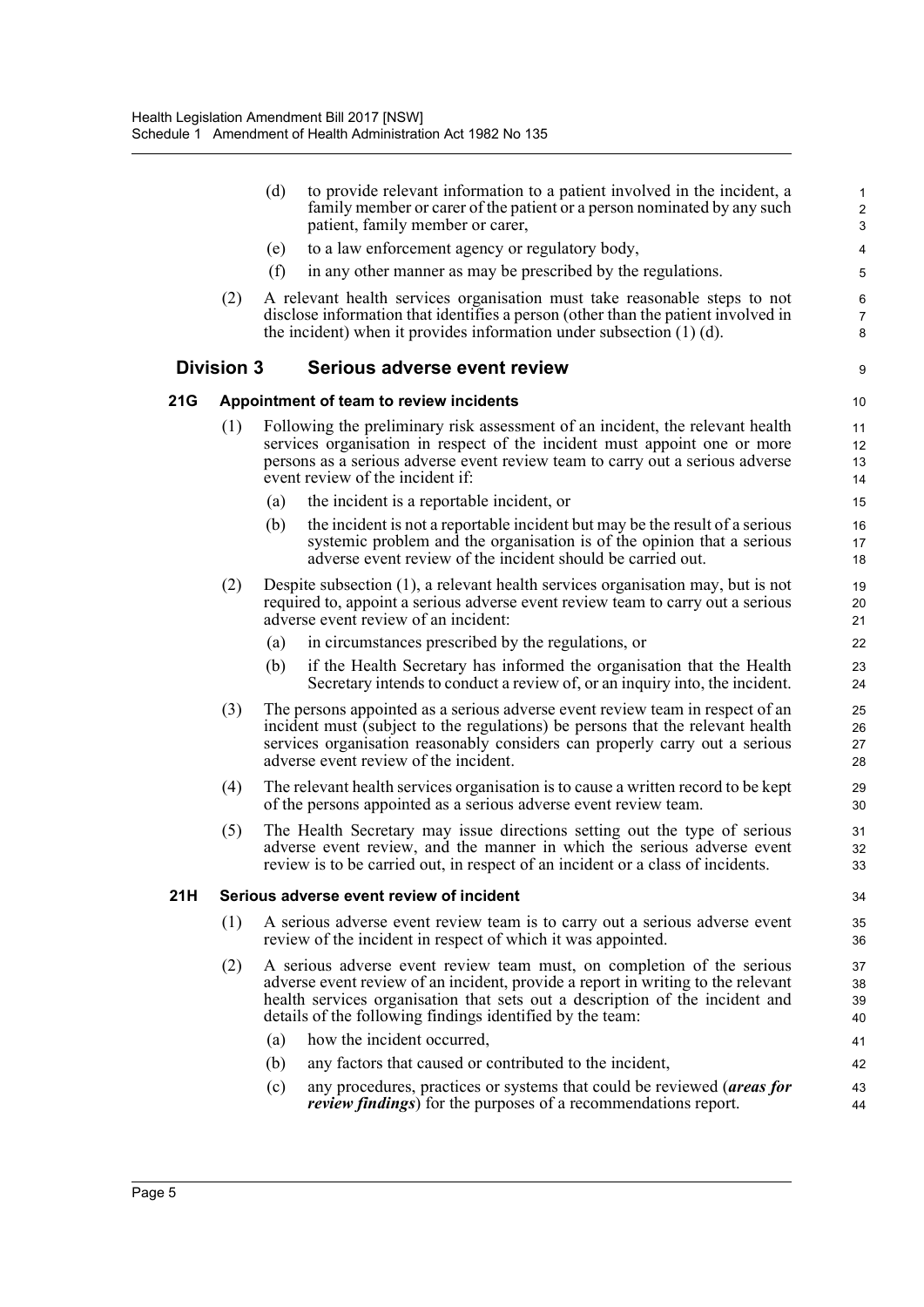(d) to provide relevant information to a patient involved in the incident, a family member or carer of the patient or a person nominated by any such patient, family member or carer,

(e) to a law enforcement agency or regulatory body,

(f) in any other manner as may be prescribed by the regulations.

(2) A relevant health services organisation must take reasonable steps to not disclose information that identifies a person (other than the patient involved in the incident) when it provides information under subsection (1) (d).

## Division 3 Serious adverse event review

### 21G Appointment of team to review incidents

(1) Following the preliminary risk assessment of an incident, the relevant health services organisation in respect of the incident must appoint one or more persons as a serious adverse event review team to carry out a serious adverse event review of the incident if:

(a) the incident is a reportable incident, or

(b) the incident is not a reportable incident but may be the result of a serious systemic problem and the organisation is of the opinion that a serious adverse event review of the incident should be carried out.

(2) Despite subsection (1), a relevant health services organisation may, but is not required to, appoint a serious adverse event review team to carry out a serious adverse event review of an incident:

(a) in circumstances prescribed by the regulations, or

(b) if the Health Secretary has informed the organisation that the Health Secretary intends to conduct a review of, or an inquiry into, the incident.

(3) The persons appointed as a serious adverse event review team in respect of an incident must (subject to the regulations) be persons that the relevant health services organisation reasonably considers can properly carry out a serious adverse event review of the incident.

(4) The relevant health services organisation is to cause a written record to be kept of the persons appointed as a serious adverse event review team.

(5) The Health Secretary may issue directions setting out the type of serious adverse event review, and the manner in which the serious adverse event review is to be carried out, in respect of an incident or a class of incidents.

### 21H Serious adverse event review of incident

(1) A serious adverse event review team is to carry out a serious adverse event review of the incident in respect of which it was appointed.

(2) A serious adverse event review team must, on completion of the serious adverse event review of an incident, provide a report in writing to the relevant health services organisation that sets out a description of the incident and details of the following findings identified by the team:

(a) how the incident occurred,

(b) any factors that caused or contributed to the incident,

(c) any procedures, practices or systems that could be reviewed (***areas for review findings***) for the purposes of a recommendations report.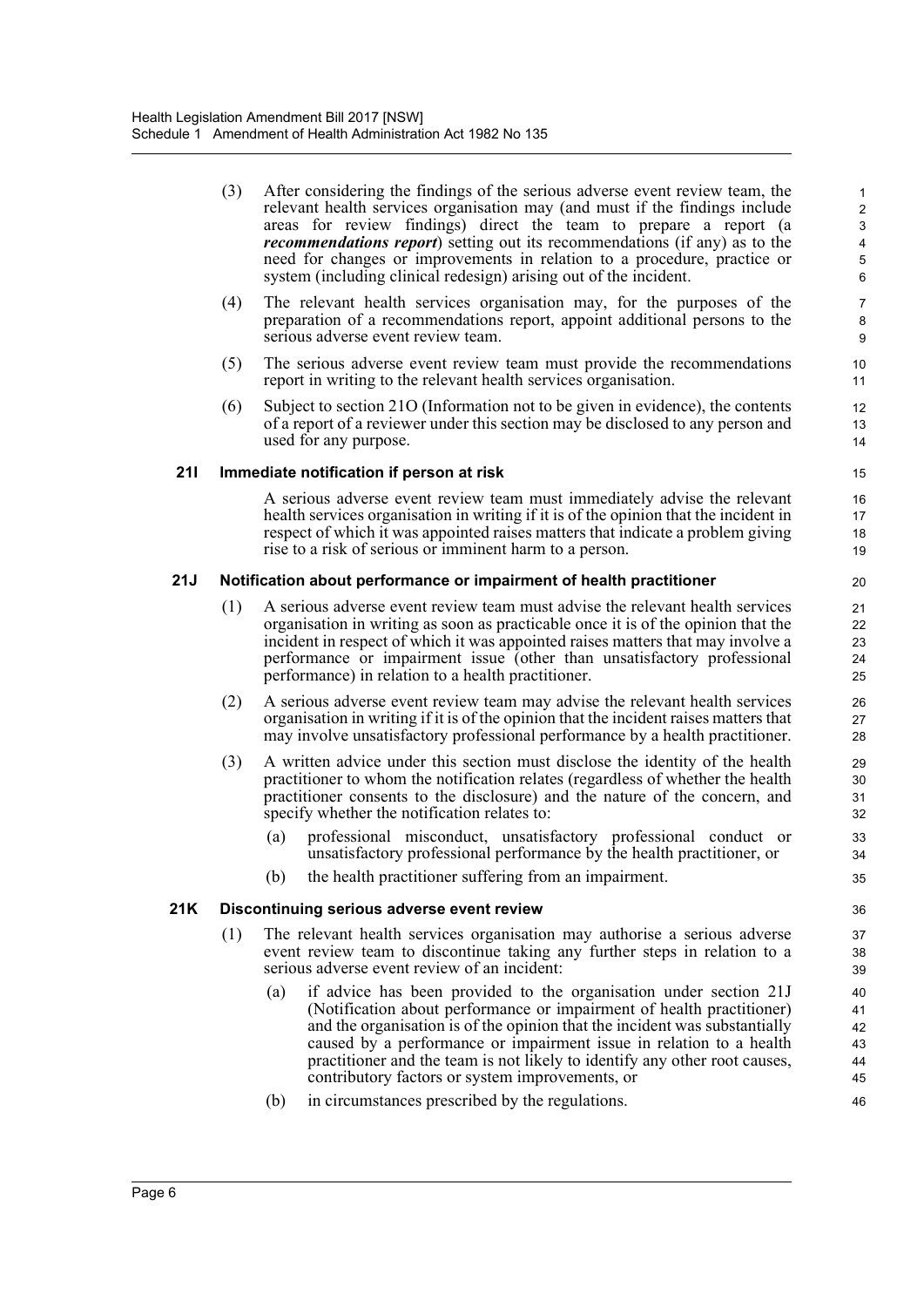(3) After considering the findings of the serious adverse event review team, the relevant health services organisation may (and must if the findings include areas for review findings) direct the team to prepare a report (a ***recommendations report***) setting out its recommendations (if any) as to the need for changes or improvements in relation to a procedure, practice or system (including clinical redesign) arising out of the incident.

(4) The relevant health services organisation may, for the purposes of the preparation of a recommendations report, appoint additional persons to the serious adverse event review team.

(5) The serious adverse event review team must provide the recommendations report in writing to the relevant health services organisation.

(6) Subject to section 21O (Information not to be given in evidence), the contents of a report of a reviewer under this section may be disclosed to any person and used for any purpose.

### 21I Immediate notification if person at risk

A serious adverse event review team must immediately advise the relevant health services organisation in writing if it is of the opinion that the incident in respect of which it was appointed raises matters that indicate a problem giving rise to a risk of serious or imminent harm to a person.

### 21J Notification about performance or impairment of health practitioner

(1) A serious adverse event review team must advise the relevant health services organisation in writing as soon as practicable once it is of the opinion that the incident in respect of which it was appointed raises matters that may involve a performance or impairment issue (other than unsatisfactory professional performance) in relation to a health practitioner.

(2) A serious adverse event review team may advise the relevant health services organisation in writing if it is of the opinion that the incident raises matters that may involve unsatisfactory professional performance by a health practitioner.

(3) A written advice under this section must disclose the identity of the health practitioner to whom the notification relates (regardless of whether the health practitioner consents to the disclosure) and the nature of the concern, and specify whether the notification relates to:

(a) professional misconduct, unsatisfactory professional conduct or unsatisfactory professional performance by the health practitioner, or

(b) the health practitioner suffering from an impairment.

### 21K Discontinuing serious adverse event review

(1) The relevant health services organisation may authorise a serious adverse event review team to discontinue taking any further steps in relation to a serious adverse event review of an incident:

(a) if advice has been provided to the organisation under section 21J (Notification about performance or impairment of health practitioner) and the organisation is of the opinion that the incident was substantially caused by a performance or impairment issue in relation to a health practitioner and the team is not likely to identify any other root causes, contributory factors or system improvements, or

(b) in circumstances prescribed by the regulations.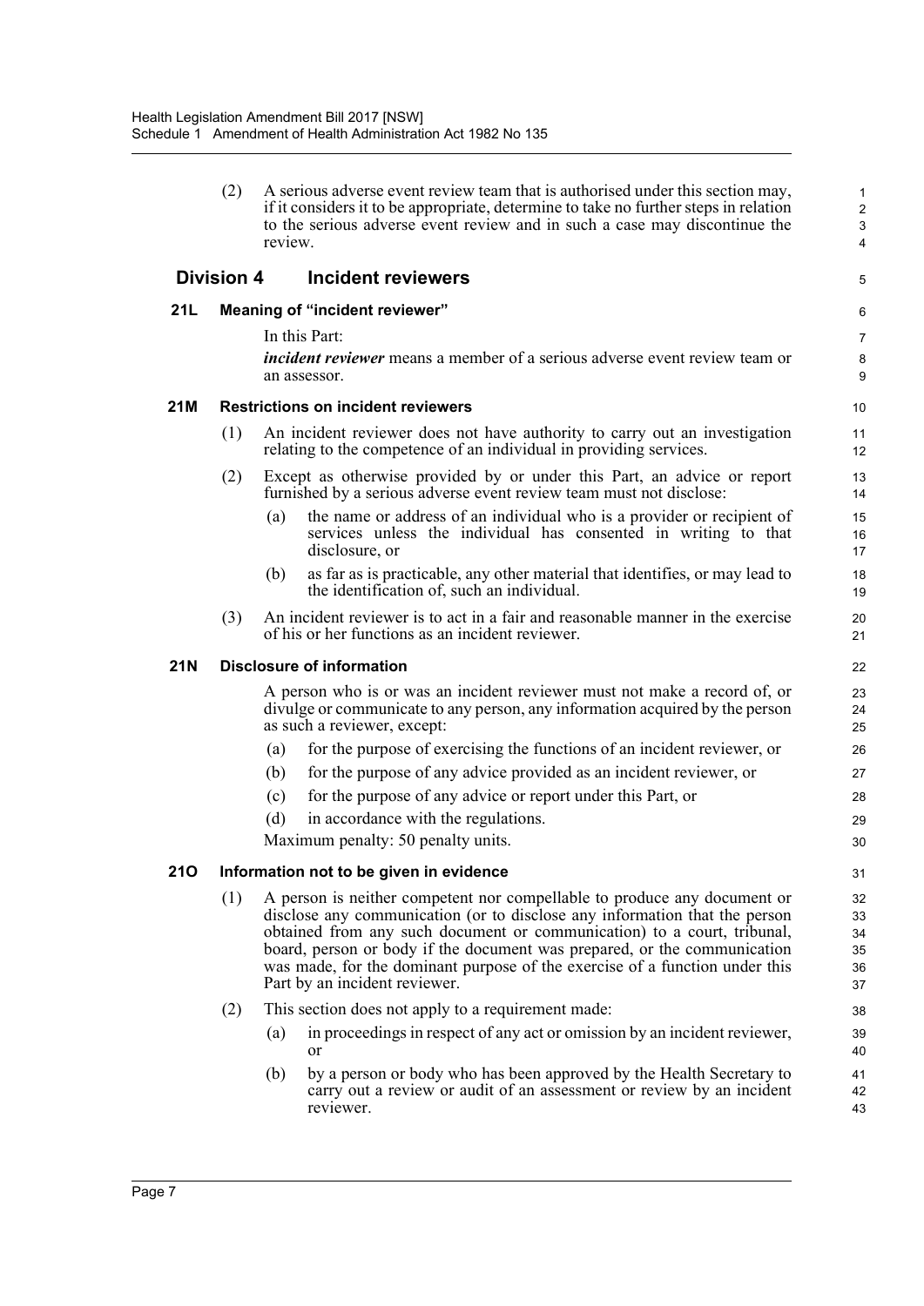(2) A serious adverse event review team that is authorised under this section may, if it considers it to be appropriate, determine to take no further steps in relation to the serious adverse event review and in such a case may discontinue the review.

## Division 4 Incident reviewers

### 21L Meaning of "incident reviewer"

In this Part:

***incident reviewer*** means a member of a serious adverse event review team or an assessor.

### 21M Restrictions on incident reviewers

(1) An incident reviewer does not have authority to carry out an investigation relating to the competence of an individual in providing services.

(2) Except as otherwise provided by or under this Part, an advice or report furnished by a serious adverse event review team must not disclose:

- (a) the name or address of an individual who is a provider or recipient of services unless the individual has consented in writing to that disclosure, or
- (b) as far as is practicable, any other material that identifies, or may lead to the identification of, such an individual.

(3) An incident reviewer is to act in a fair and reasonable manner in the exercise of his or her functions as an incident reviewer.

### 21N Disclosure of information

A person who is or was an incident reviewer must not make a record of, or divulge or communicate to any person, any information acquired by the person as such a reviewer, except:

- (a) for the purpose of exercising the functions of an incident reviewer, or
- (b) for the purpose of any advice provided as an incident reviewer, or
- (c) for the purpose of any advice or report under this Part, or
- (d) in accordance with the regulations.

Maximum penalty: 50 penalty units.

### 21O Information not to be given in evidence

(1) A person is neither competent nor compellable to produce any document or disclose any communication (or to disclose any information that the person obtained from any such document or communication) to a court, tribunal, board, person or body if the document was prepared, or the communication was made, for the dominant purpose of the exercise of a function under this Part by an incident reviewer.

(2) This section does not apply to a requirement made:

- (a) in proceedings in respect of any act or omission by an incident reviewer, or
- (b) by a person or body who has been approved by the Health Secretary to carry out a review or audit of an assessment or review by an incident reviewer.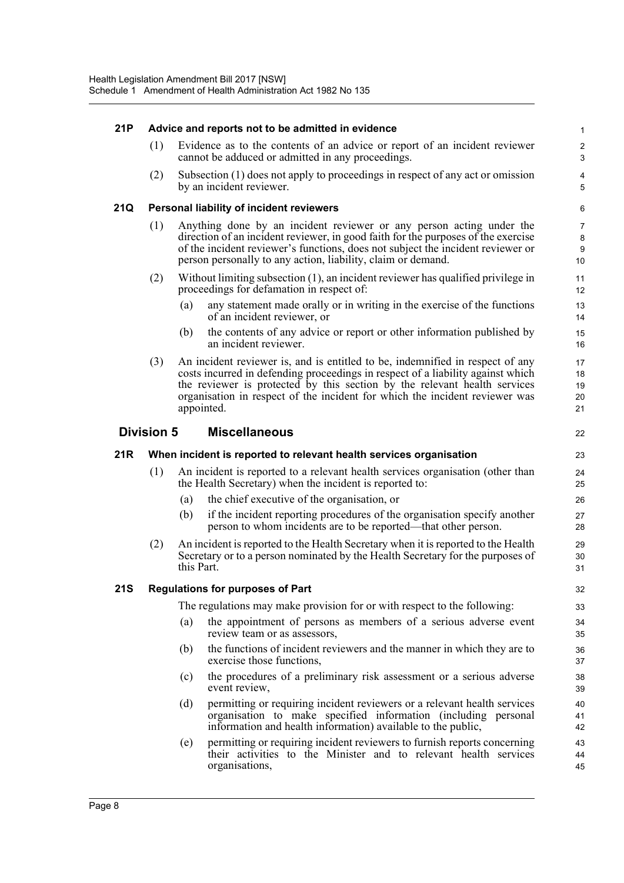**21P Advice and reports not to be admitted in evidence**

(1) Evidence as to the contents of an advice or report of an incident reviewer cannot be adduced or admitted in any proceedings.

(2) Subsection (1) does not apply to proceedings in respect of any act or omission by an incident reviewer.

**21Q Personal liability of incident reviewers**

(1) Anything done by an incident reviewer or any person acting under the direction of an incident reviewer, in good faith for the purposes of the exercise of the incident reviewer's functions, does not subject the incident reviewer or person personally to any action, liability, claim or demand.

(2) Without limiting subsection (1), an incident reviewer has qualified privilege in proceedings for defamation in respect of:

(a) any statement made orally or in writing in the exercise of the functions of an incident reviewer, or

(b) the contents of any advice or report or other information published by an incident reviewer.

(3) An incident reviewer is, and is entitled to be, indemnified in respect of any costs incurred in defending proceedings in respect of a liability against which the reviewer is protected by this section by the relevant health services organisation in respect of the incident for which the incident reviewer was appointed.

## Division 5 Miscellaneous

**21R When incident is reported to relevant health services organisation**

(1) An incident is reported to a relevant health services organisation (other than the Health Secretary) when the incident is reported to:

(a) the chief executive of the organisation, or

(b) if the incident reporting procedures of the organisation specify another person to whom incidents are to be reported—that other person.

(2) An incident is reported to the Health Secretary when it is reported to the Health Secretary or to a person nominated by the Health Secretary for the purposes of this Part.

**21S Regulations for purposes of Part**

The regulations may make provision for or with respect to the following:

(a) the appointment of persons as members of a serious adverse event review team or as assessors,

(b) the functions of incident reviewers and the manner in which they are to exercise those functions,

(c) the procedures of a preliminary risk assessment or a serious adverse event review,

(d) permitting or requiring incident reviewers or a relevant health services organisation to make specified information (including personal information and health information) available to the public,

(e) permitting or requiring incident reviewers to furnish reports concerning their activities to the Minister and to relevant health services organisations,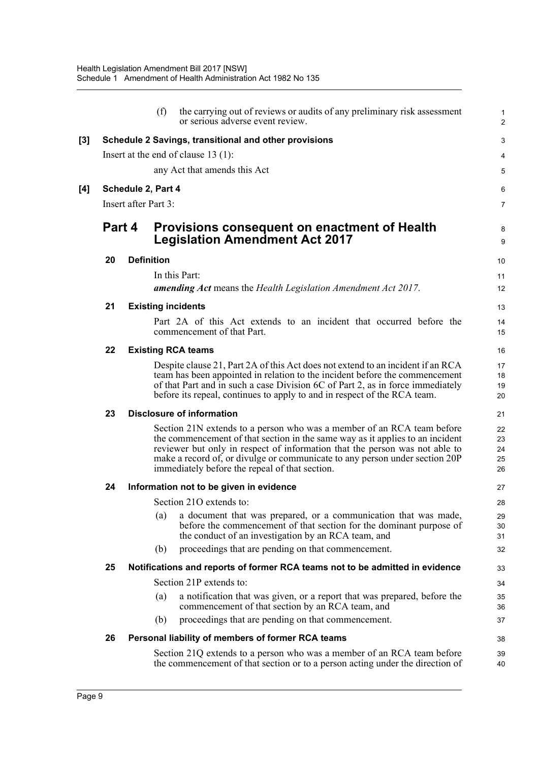(f) the carrying out of reviews or audits of any preliminary risk assessment or serious adverse event review.

**[3] Schedule 2 Savings, transitional and other provisions**

Insert at the end of clause 13 (1):

any Act that amends this Act

**[4] Schedule 2, Part 4**

Insert after Part 3:

## Part 4 Provisions consequent on enactment of Health Legislation Amendment Act 2017

### 20 Definition

In this Part:

***amending Act*** means the *Health Legislation Amendment Act 2017*.

### 21 Existing incidents

Part 2A of this Act extends to an incident that occurred before the commencement of that Part.

### 22 Existing RCA teams

Despite clause 21, Part 2A of this Act does not extend to an incident if an RCA team has been appointed in relation to the incident before the commencement of that Part and in such a case Division 6C of Part 2, as in force immediately before its repeal, continues to apply to and in respect of the RCA team.

### 23 Disclosure of information

Section 21N extends to a person who was a member of an RCA team before the commencement of that section in the same way as it applies to an incident reviewer but only in respect of information that the person was not able to make a record of, or divulge or communicate to any person under section 20P immediately before the repeal of that section.

### 24 Information not to be given in evidence

Section 21O extends to:

(a) a document that was prepared, or a communication that was made, before the commencement of that section for the dominant purpose of the conduct of an investigation by an RCA team, and

(b) proceedings that are pending on that commencement.

### 25 Notifications and reports of former RCA teams not to be admitted in evidence

Section 21P extends to:

(a) a notification that was given, or a report that was prepared, before the commencement of that section by an RCA team, and

(b) proceedings that are pending on that commencement.

### 26 Personal liability of members of former RCA teams

Section 21Q extends to a person who was a member of an RCA team before the commencement of that section or to a person acting under the direction of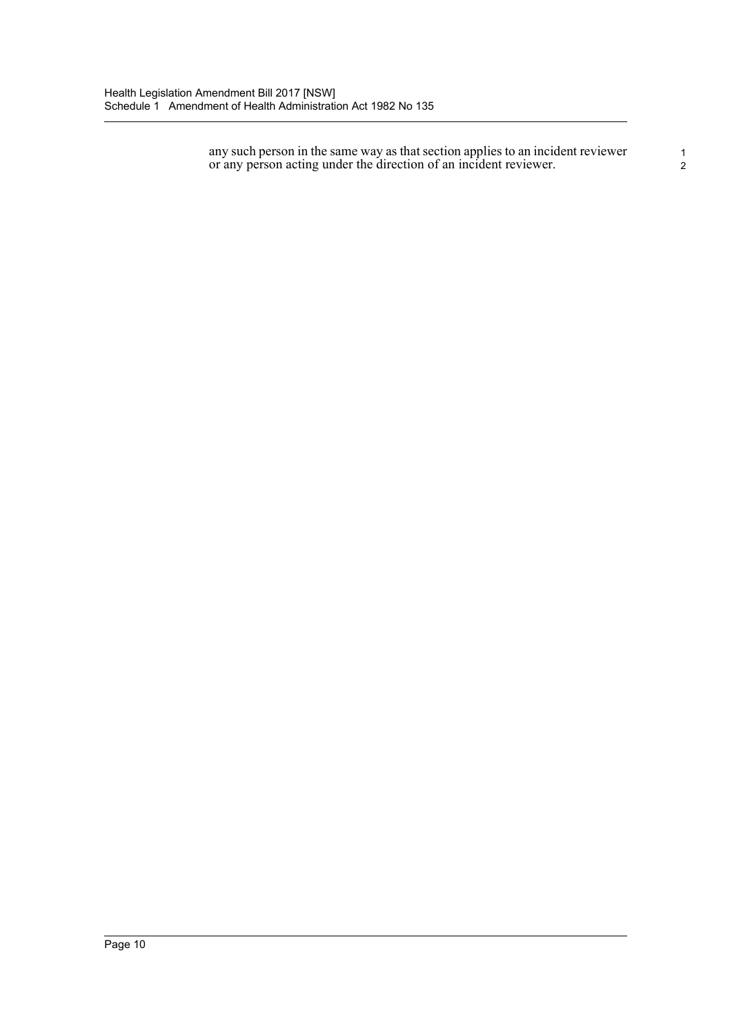any such person in the same way as that section applies to an incident reviewer or any person acting under the direction of an incident reviewer.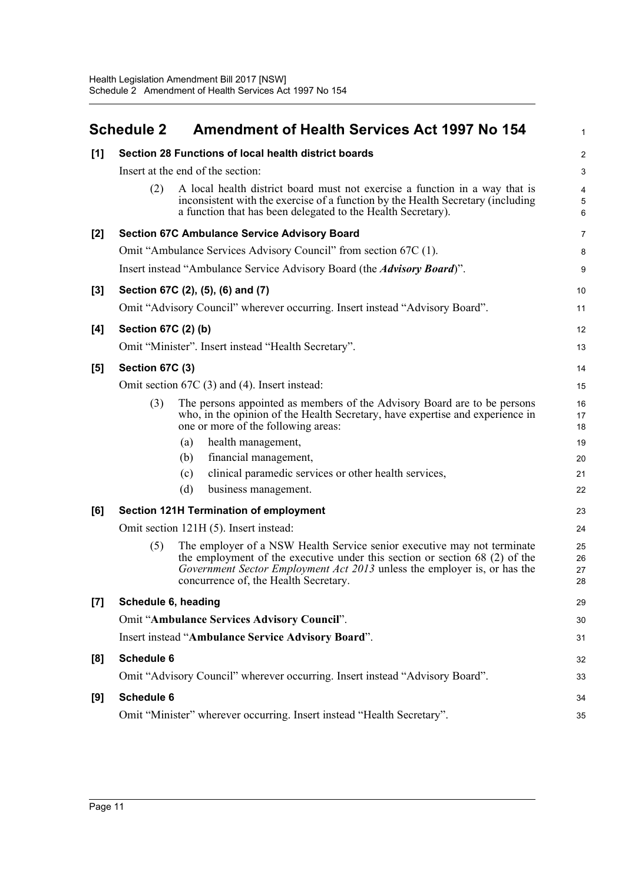# Schedule 2 Amendment of Health Services Act 1997 No 154

**[1] Section 28 Functions of local health district boards**

Insert at the end of the section:

(2) A local health district board must not exercise a function in a way that is inconsistent with the exercise of a function by the Health Secretary (including a function that has been delegated to the Health Secretary).

**[2] Section 67C Ambulance Service Advisory Board**

Omit "Ambulance Services Advisory Council" from section 67C (1).

Insert instead "Ambulance Service Advisory Board (the ***Advisory Board***)".

**[3] Section 67C (2), (5), (6) and (7)**

Omit "Advisory Council" wherever occurring. Insert instead "Advisory Board".

**[4] Section 67C (2) (b)**

Omit "Minister". Insert instead "Health Secretary".

**[5] Section 67C (3)**

Omit section 67C (3) and (4). Insert instead:

(3) The persons appointed as members of the Advisory Board are to be persons who, in the opinion of the Health Secretary, have expertise and experience in one or more of the following areas:

(a) health management,

(b) financial management,

(c) clinical paramedic services or other health services,

(d) business management.

**[6] Section 121H Termination of employment**

Omit section 121H (5). Insert instead:

(5) The employer of a NSW Health Service senior executive may not terminate the employment of the executive under this section or section 68 (2) of the *Government Sector Employment Act 2013* unless the employer is, or has the concurrence of, the Health Secretary.

**[7] Schedule 6, heading**

Omit "**Ambulance Services Advisory Council**".

Insert instead "**Ambulance Service Advisory Board**".

**[8] Schedule 6**

Omit "Advisory Council" wherever occurring. Insert instead "Advisory Board".

**[9] Schedule 6**

Omit "Minister" wherever occurring. Insert instead "Health Secretary".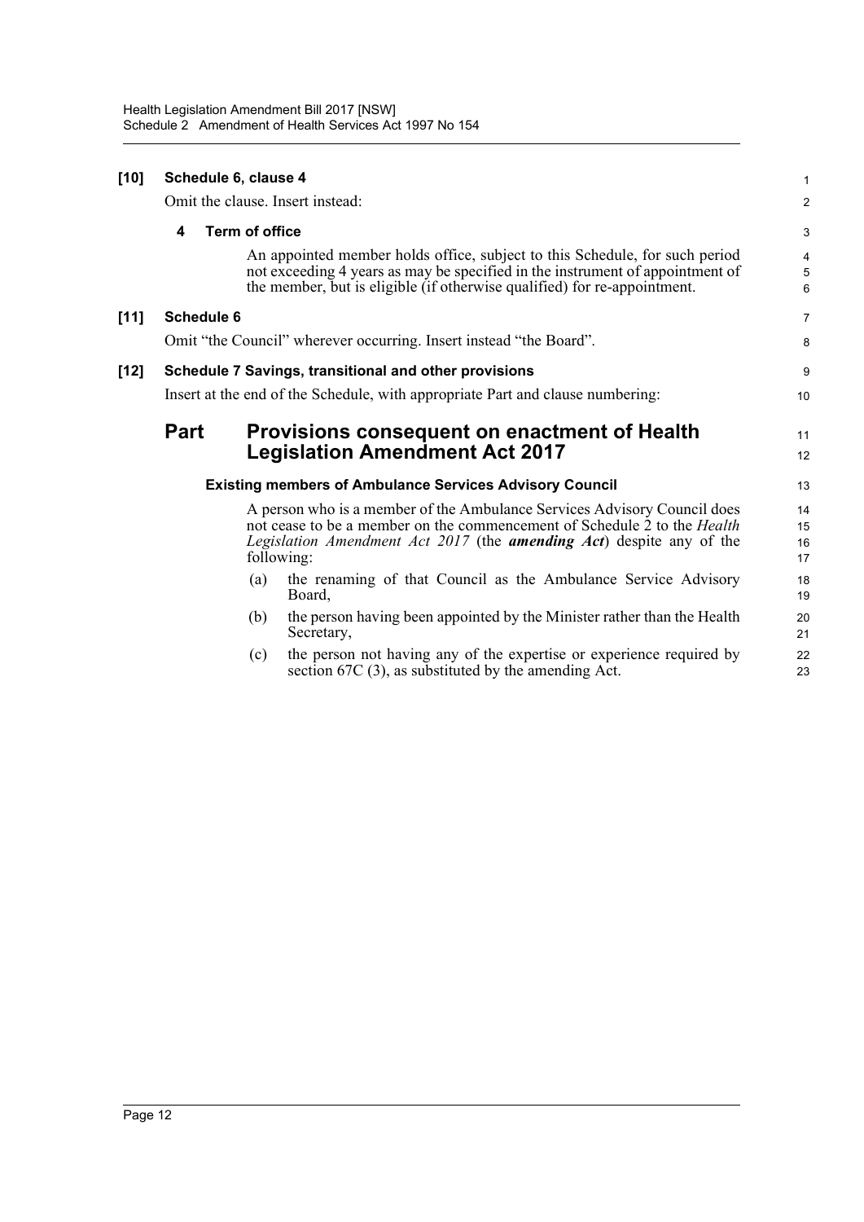**[10] Schedule 6, clause 4**

Omit the clause. Insert instead:

**4 Term of office**

An appointed member holds office, subject to this Schedule, for such period not exceeding 4 years as may be specified in the instrument of appointment of the member, but is eligible (if otherwise qualified) for re-appointment.

**[11] Schedule 6**

Omit "the Council" wherever occurring. Insert instead "the Board".

**[12] Schedule 7 Savings, transitional and other provisions**

Insert at the end of the Schedule, with appropriate Part and clause numbering:

## Part Provisions consequent on enactment of Health Legislation Amendment Act 2017

**Existing members of Ambulance Services Advisory Council**

A person who is a member of the Ambulance Services Advisory Council does not cease to be a member on the commencement of Schedule 2 to the *Health Legislation Amendment Act 2017* (the ***amending Act***) despite any of the following:

(a) the renaming of that Council as the Ambulance Service Advisory Board,

(b) the person having been appointed by the Minister rather than the Health Secretary,

(c) the person not having any of the expertise or experience required by section 67C (3), as substituted by the amending Act.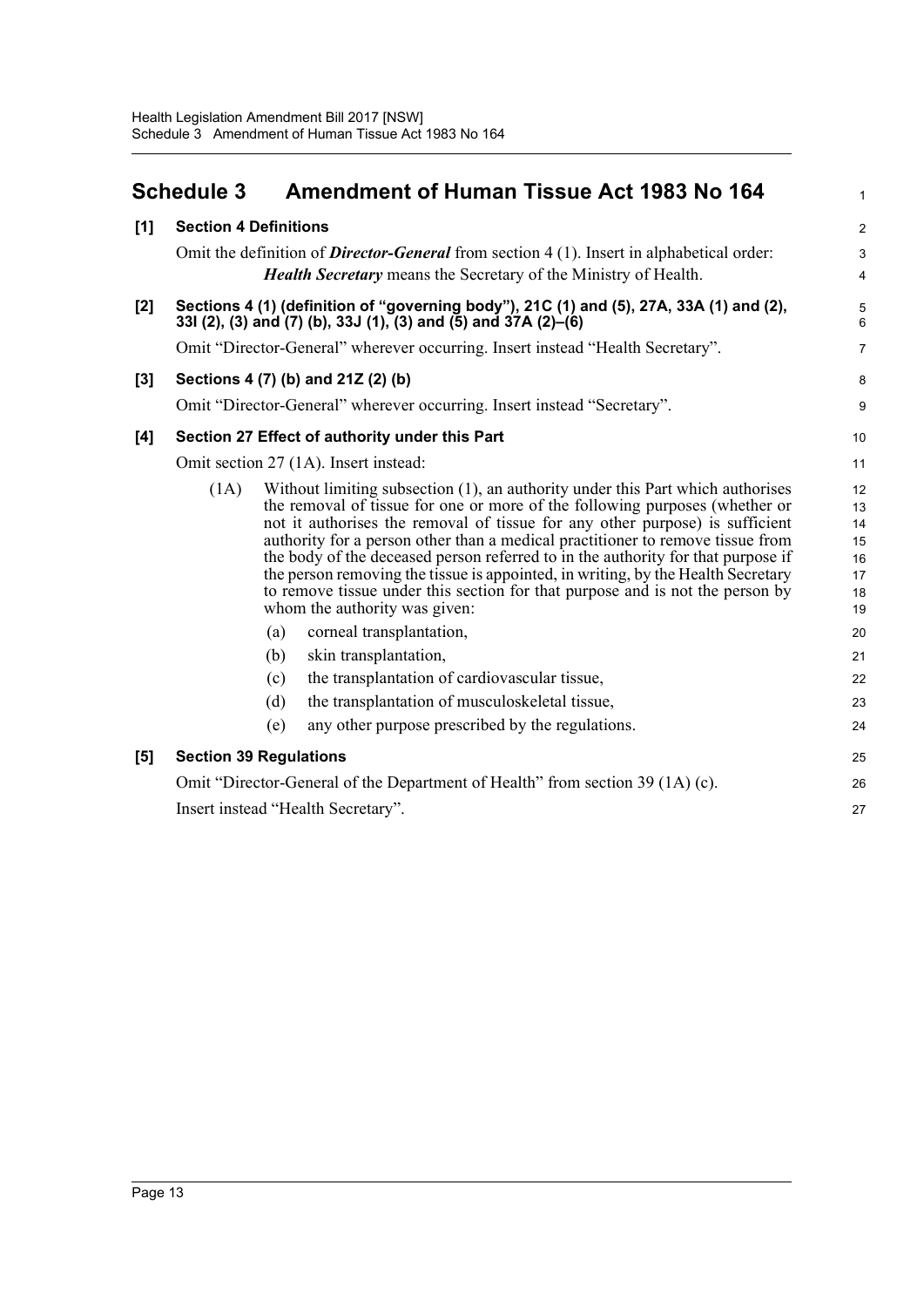## Schedule 3 Amendment of Human Tissue Act 1983 No 164

**[1] Section 4 Definitions**

Omit the definition of ***Director-General*** from section 4 (1). Insert in alphabetical order:

> ***Health Secretary*** means the Secretary of the Ministry of Health.

**[2] Sections 4 (1) (definition of "governing body"), 21C (1) and (5), 27A, 33A (1) and (2), 33I (2), (3) and (7) (b), 33J (1), (3) and (5) and 37A (2)–(6)**

Omit "Director-General" wherever occurring. Insert instead "Health Secretary".

**[3] Sections 4 (7) (b) and 21Z (2) (b)**

Omit "Director-General" wherever occurring. Insert instead "Secretary".

**[4] Section 27 Effect of authority under this Part**

Omit section 27 (1A). Insert instead:

(1A) Without limiting subsection (1), an authority under this Part which authorises the removal of tissue for one or more of the following purposes (whether or not it authorises the removal of tissue for any other purpose) is sufficient authority for a person other than a medical practitioner to remove tissue from the body of the deceased person referred to in the authority for that purpose if the person removing the tissue is appointed, in writing, by the Health Secretary to remove tissue under this section for that purpose and is not the person by whom the authority was given:

- (a) corneal transplantation,
- (b) skin transplantation,
- (c) the transplantation of cardiovascular tissue,
- (d) the transplantation of musculoskeletal tissue,
- (e) any other purpose prescribed by the regulations.

**[5] Section 39 Regulations**

Omit "Director-General of the Department of Health" from section 39 (1A) (c).

Insert instead "Health Secretary".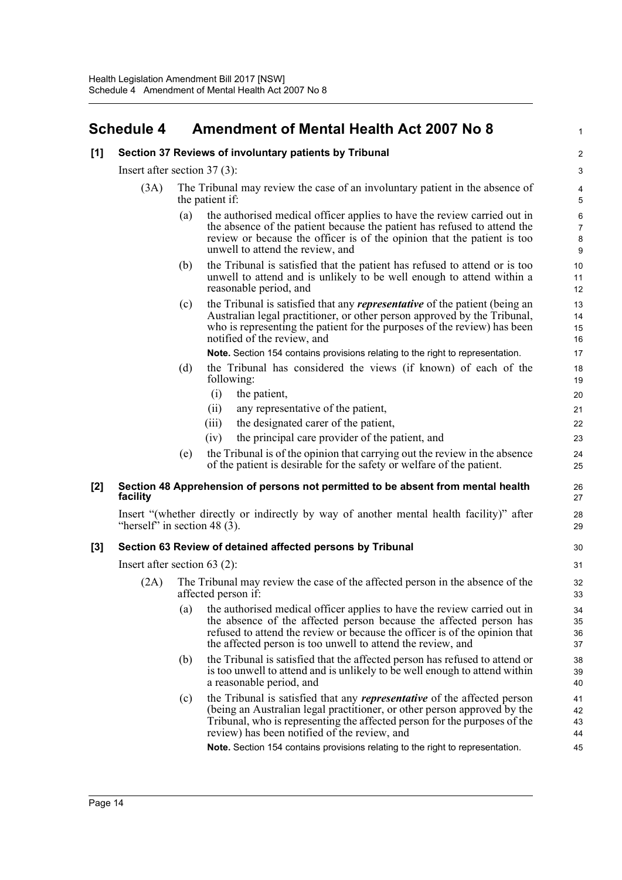## Schedule 4 Amendment of Mental Health Act 2007 No 8

### [1] Section 37 Reviews of involuntary patients by Tribunal

Insert after section 37 (3):

(3A) The Tribunal may review the case of an involuntary patient in the absence of the patient if:

(a) the authorised medical officer applies to have the review carried out in the absence of the patient because the patient has refused to attend the review or because the officer is of the opinion that the patient is too unwell to attend the review, and

(b) the Tribunal is satisfied that the patient has refused to attend or is too unwell to attend and is unlikely to be well enough to attend within a reasonable period, and

(c) the Tribunal is satisfied that any ***representative*** of the patient (being an Australian legal practitioner, or other person approved by the Tribunal, who is representing the patient for the purposes of the review) has been notified of the review, and

**Note.** Section 154 contains provisions relating to the right to representation.

(d) the Tribunal has considered the views (if known) of each of the following:

(i) the patient,

(ii) any representative of the patient,

(iii) the designated carer of the patient,

(iv) the principal care provider of the patient, and

(e) the Tribunal is of the opinion that carrying out the review in the absence of the patient is desirable for the safety or welfare of the patient.

### [2] Section 48 Apprehension of persons not permitted to be absent from mental health facility

Insert "(whether directly or indirectly by way of another mental health facility)" after "herself" in section 48 (3).

### [3] Section 63 Review of detained affected persons by Tribunal

Insert after section 63 (2):

(2A) The Tribunal may review the case of the affected person in the absence of the affected person if:

(a) the authorised medical officer applies to have the review carried out in the absence of the affected person because the affected person has refused to attend the review or because the officer is of the opinion that the affected person is too unwell to attend the review, and

(b) the Tribunal is satisfied that the affected person has refused to attend or is too unwell to attend and is unlikely to be well enough to attend within a reasonable period, and

(c) the Tribunal is satisfied that any ***representative*** of the affected person (being an Australian legal practitioner, or other person approved by the Tribunal, who is representing the affected person for the purposes of the review) has been notified of the review, and

**Note.** Section 154 contains provisions relating to the right to representation.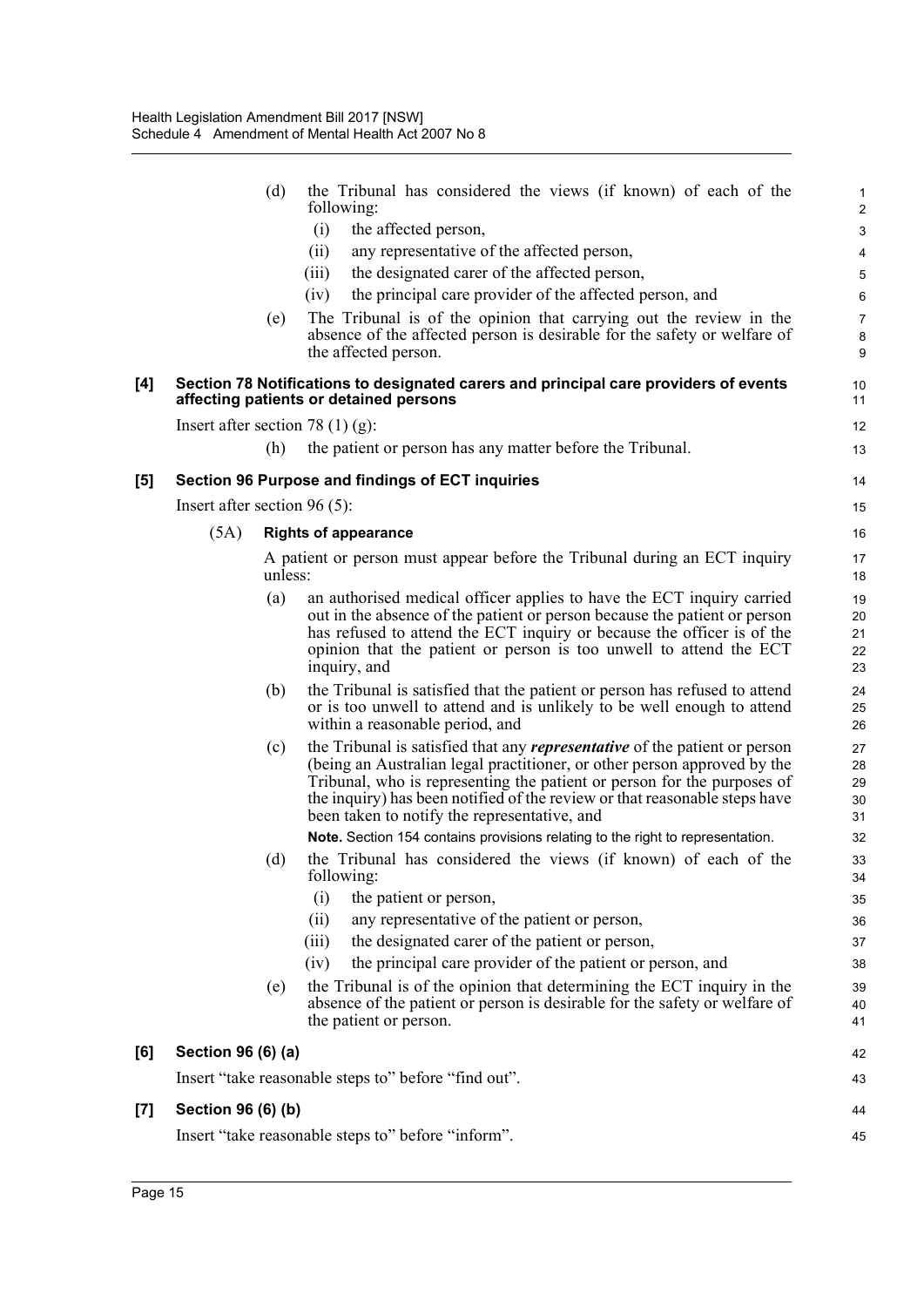(d) the Tribunal has considered the views (if known) of each of the following:

(i) the affected person,

(ii) any representative of the affected person,

(iii) the designated carer of the affected person,

(iv) the principal care provider of the affected person, and

(e) The Tribunal is of the opinion that carrying out the review in the absence of the affected person is desirable for the safety or welfare of the affected person.

**[4] Section 78 Notifications to designated carers and principal care providers of events affecting patients or detained persons**

Insert after section 78 (1) (g):

(h) the patient or person has any matter before the Tribunal.

**[5] Section 96 Purpose and findings of ECT inquiries**

Insert after section 96 (5):

(5A) **Rights of appearance**

A patient or person must appear before the Tribunal during an ECT inquiry unless:

(a) an authorised medical officer applies to have the ECT inquiry carried out in the absence of the patient or person because the patient or person has refused to attend the ECT inquiry or because the officer is of the opinion that the patient or person is too unwell to attend the ECT inquiry, and

(b) the Tribunal is satisfied that the patient or person has refused to attend or is too unwell to attend and is unlikely to be well enough to attend within a reasonable period, and

(c) the Tribunal is satisfied that any ***representative*** of the patient or person (being an Australian legal practitioner, or other person approved by the Tribunal, who is representing the patient or person for the purposes of the inquiry) has been notified of the review or that reasonable steps have been taken to notify the representative, and

**Note.** Section 154 contains provisions relating to the right to representation.

(d) the Tribunal has considered the views (if known) of each of the following:

(i) the patient or person,

(ii) any representative of the patient or person,

(iii) the designated carer of the patient or person,

(iv) the principal care provider of the patient or person, and

(e) the Tribunal is of the opinion that determining the ECT inquiry in the absence of the patient or person is desirable for the safety or welfare of the patient or person.

**[6] Section 96 (6) (a)**

Insert "take reasonable steps to" before "find out".

**[7] Section 96 (6) (b)**

Insert "take reasonable steps to" before "inform".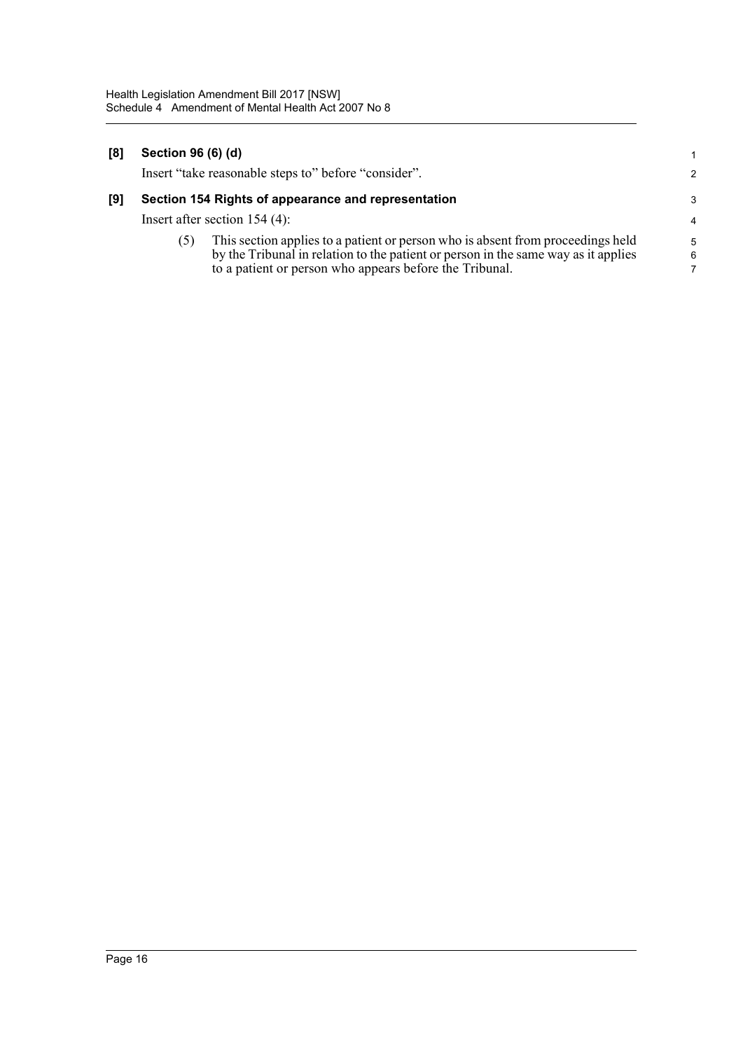**[8] Section 96 (6) (d)**

Insert "take reasonable steps to" before "consider".

**[9] Section 154 Rights of appearance and representation**

Insert after section 154 (4):

(5) This section applies to a patient or person who is absent from proceedings held by the Tribunal in relation to the patient or person in the same way as it applies to a patient or person who appears before the Tribunal.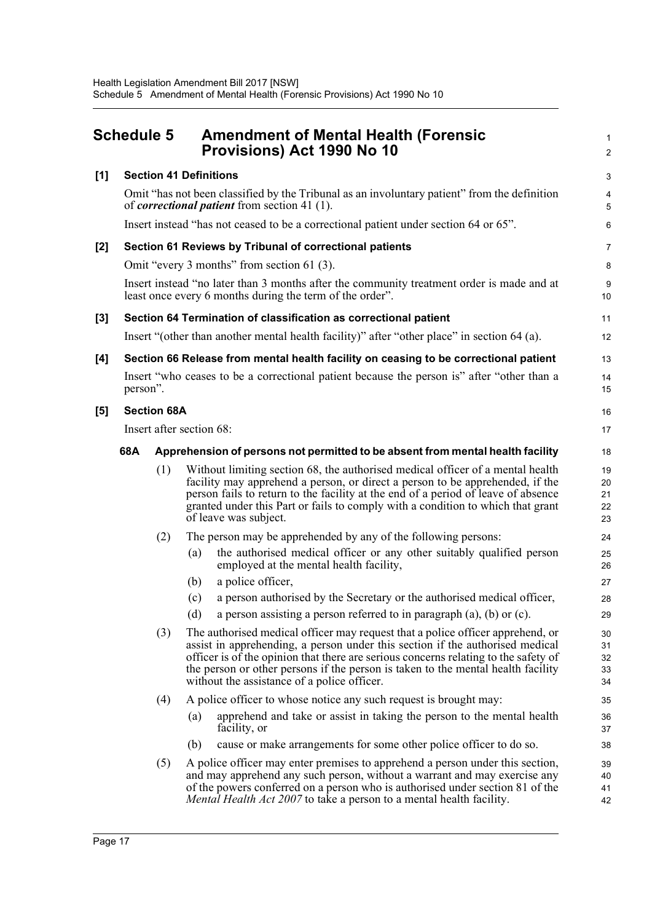# Schedule 5 Amendment of Mental Health (Forensic Provisions) Act 1990 No 10

**[1] Section 41 Definitions**

Omit "has not been classified by the Tribunal as an involuntary patient" from the definition of ***correctional patient*** from section 41 (1).

Insert instead "has not ceased to be a correctional patient under section 64 or 65".

**[2] Section 61 Reviews by Tribunal of correctional patients**

Omit "every 3 months" from section 61 (3).

Insert instead "no later than 3 months after the community treatment order is made and at least once every 6 months during the term of the order".

**[3] Section 64 Termination of classification as correctional patient**

Insert "(other than another mental health facility)" after "other place" in section 64 (a).

**[4] Section 66 Release from mental health facility on ceasing to be correctional patient**

Insert "who ceases to be a correctional patient because the person is" after "other than a person".

**[5] Section 68A**

Insert after section 68:

**68A Apprehension of persons not permitted to be absent from mental health facility**

(1) Without limiting section 68, the authorised medical officer of a mental health facility may apprehend a person, or direct a person to be apprehended, if the person fails to return to the facility at the end of a period of leave of absence granted under this Part or fails to comply with a condition to which that grant of leave was subject.

(2) The person may be apprehended by any of the following persons:

(a) the authorised medical officer or any other suitably qualified person employed at the mental health facility,

(b) a police officer,

(c) a person authorised by the Secretary or the authorised medical officer,

(d) a person assisting a person referred to in paragraph (a), (b) or (c).

(3) The authorised medical officer may request that a police officer apprehend, or assist in apprehending, a person under this section if the authorised medical officer is of the opinion that there are serious concerns relating to the safety of the person or other persons if the person is taken to the mental health facility without the assistance of a police officer.

(4) A police officer to whose notice any such request is brought may:

(a) apprehend and take or assist in taking the person to the mental health facility, or

(b) cause or make arrangements for some other police officer to do so.

(5) A police officer may enter premises to apprehend a person under this section, and may apprehend any such person, without a warrant and may exercise any of the powers conferred on a person who is authorised under section 81 of the *Mental Health Act 2007* to take a person to a mental health facility.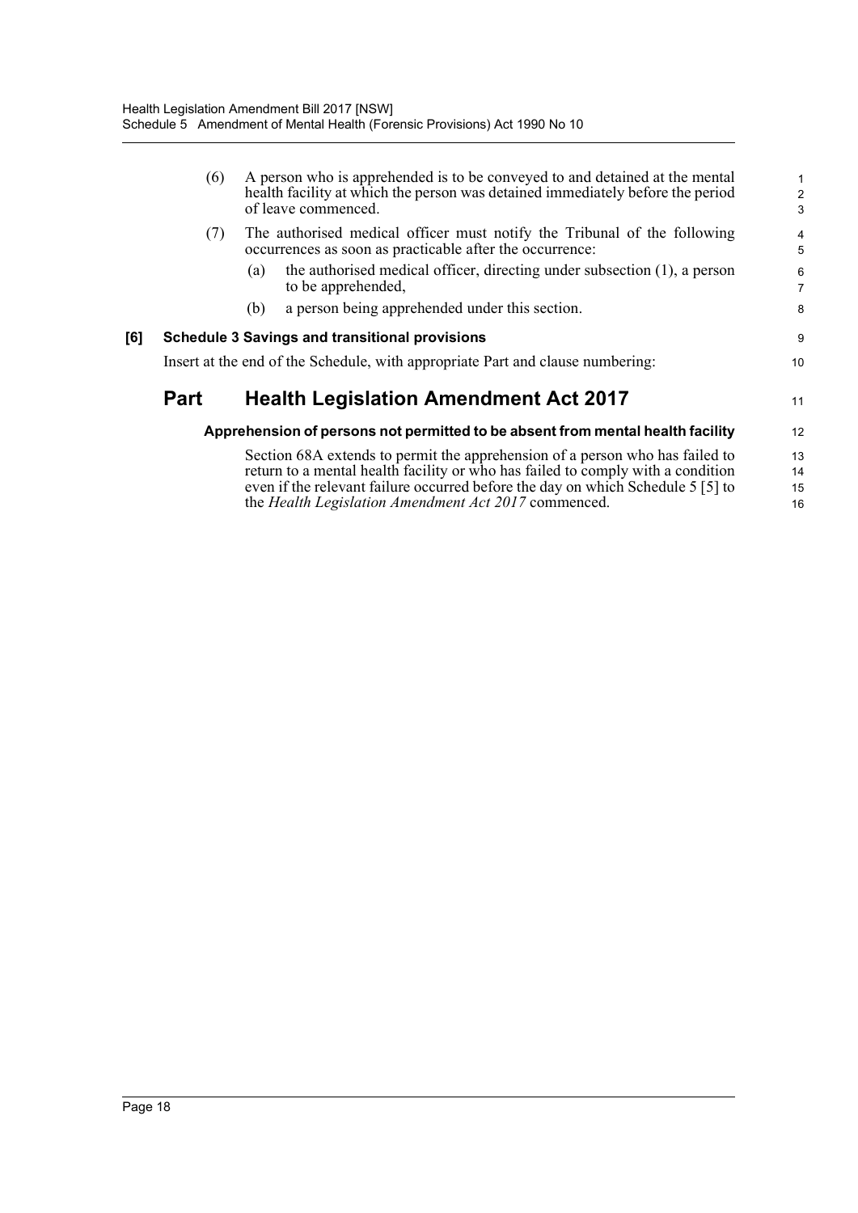(6) A person who is apprehended is to be conveyed to and detained at the mental health facility at which the person was detained immediately before the period of leave commenced.

(7) The authorised medical officer must notify the Tribunal of the following occurrences as soon as practicable after the occurrence:

(a) the authorised medical officer, directing under subsection (1), a person to be apprehended,

(b) a person being apprehended under this section.

**[6] Schedule 3 Savings and transitional provisions**

Insert at the end of the Schedule, with appropriate Part and clause numbering:

## Part Health Legislation Amendment Act 2017

### Apprehension of persons not permitted to be absent from mental health facility

Section 68A extends to permit the apprehension of a person who has failed to return to a mental health facility or who has failed to comply with a condition even if the relevant failure occurred before the day on which Schedule 5 [5] to the *Health Legislation Amendment Act 2017* commenced.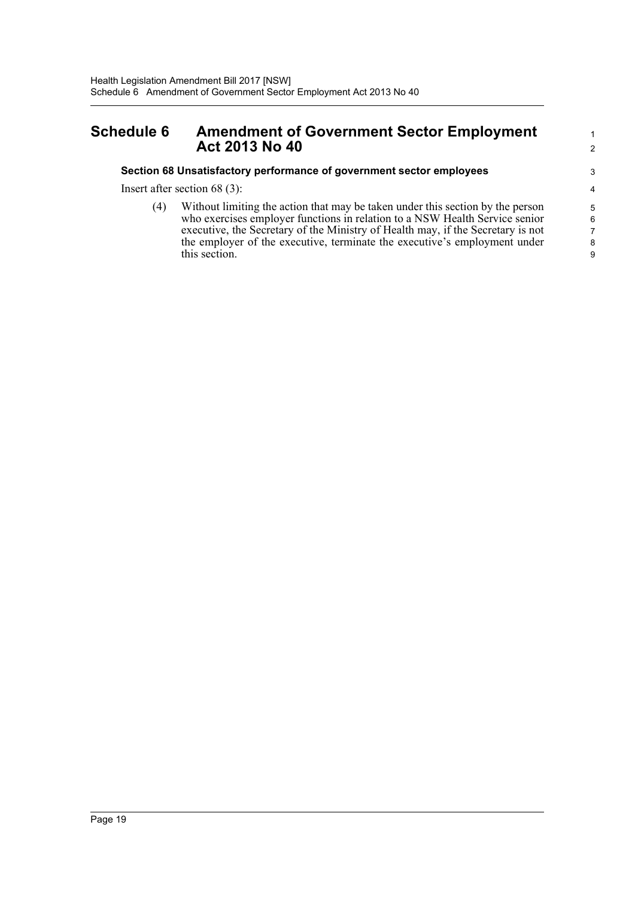# Schedule 6 Amendment of Government Sector Employment Act 2013 No 40

### Section 68 Unsatisfactory performance of government sector employees

Insert after section 68 (3):

(4) Without limiting the action that may be taken under this section by the person who exercises employer functions in relation to a NSW Health Service senior executive, the Secretary of the Ministry of Health may, if the Secretary is not the employer of the executive, terminate the executive's employment under this section.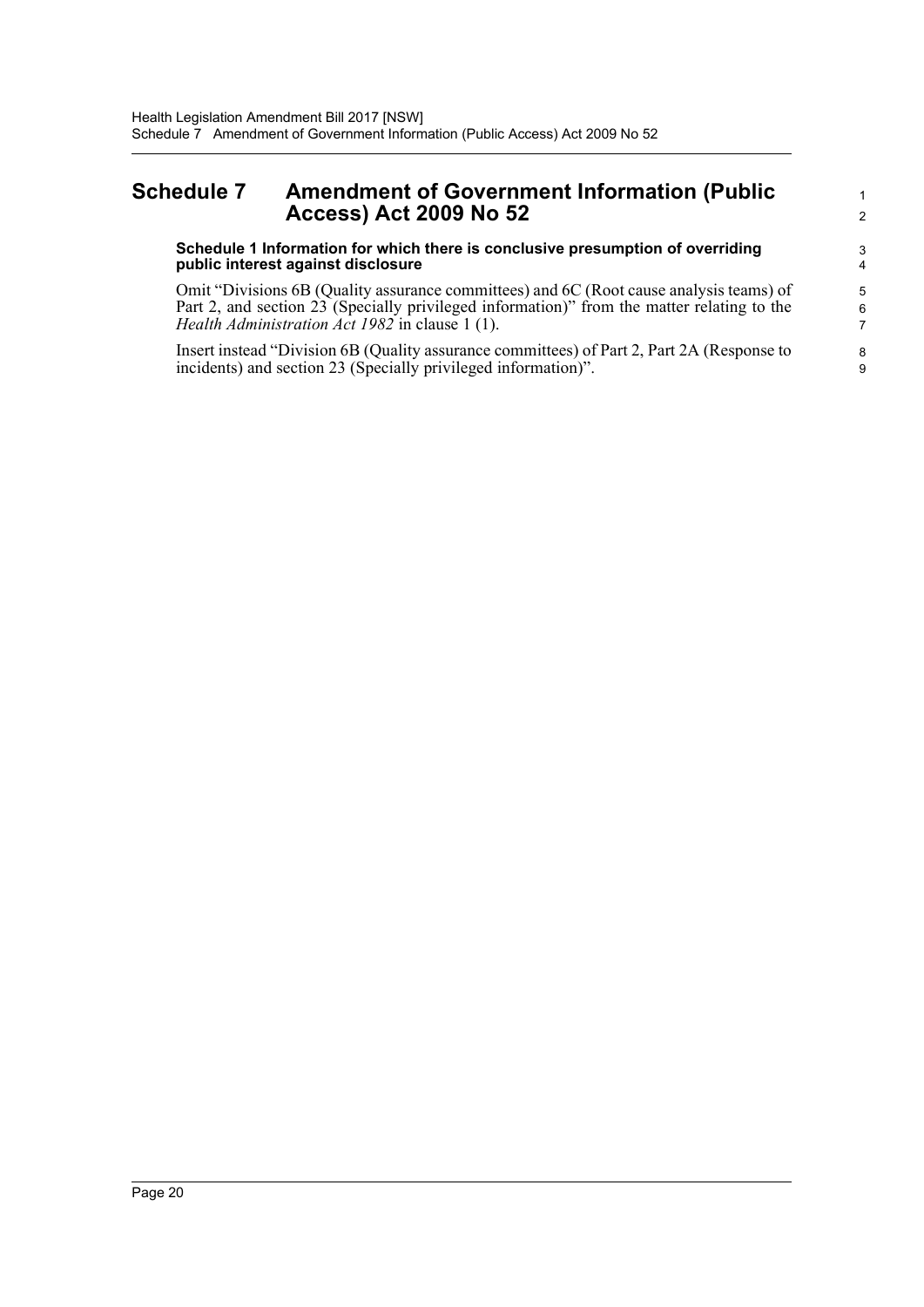# Schedule 7 Amendment of Government Information (Public Access) Act 2009 No 52

**Schedule 1 Information for which there is conclusive presumption of overriding public interest against disclosure**

Omit "Divisions 6B (Quality assurance committees) and 6C (Root cause analysis teams) of Part 2, and section 23 (Specially privileged information)" from the matter relating to the *Health Administration Act 1982* in clause 1 (1).

Insert instead "Division 6B (Quality assurance committees) of Part 2, Part 2A (Response to incidents) and section 23 (Specially privileged information)".